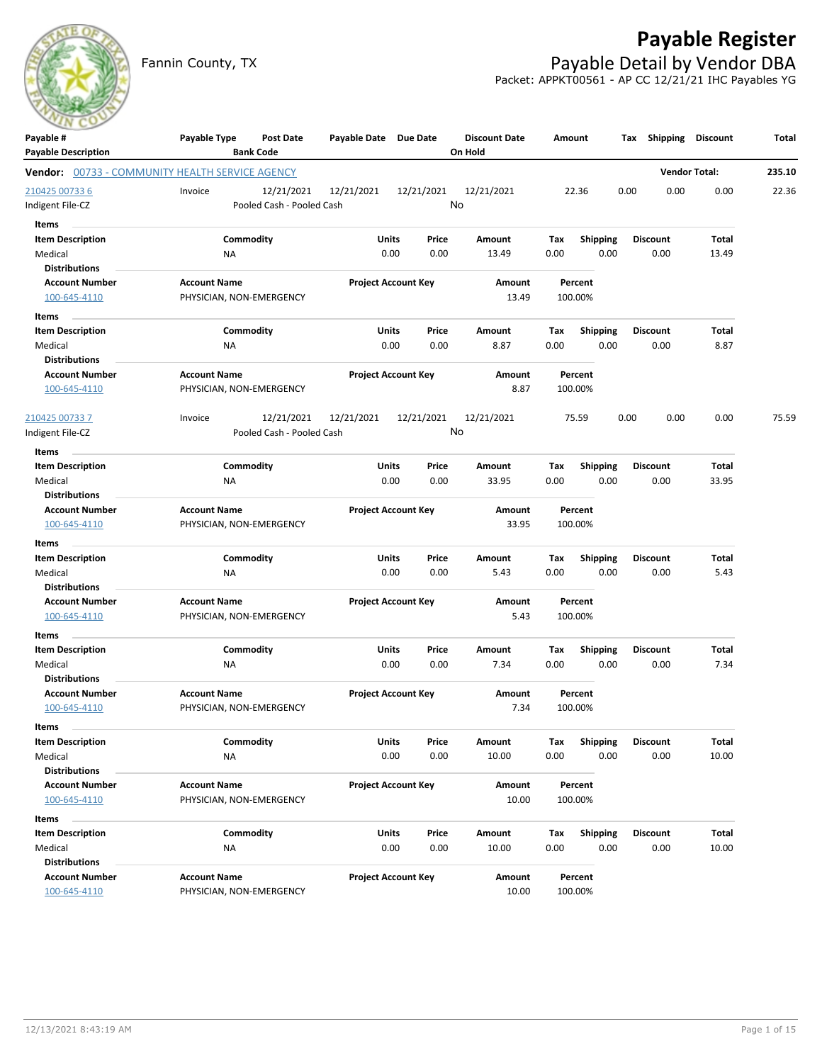Fannin County, TX

# Payable Register

## Payable Detail by Vendor DBA

Packet: APPKT00561 - AP CC 12/21/21 IHC Payables YG

| Payable # / Payable Description | Payable Type | Post Date / Bank Code | Payable Date | Due Date | Discount Date / On Hold | Amount | Tax | Shipping | Discount | Total |
|---|---|---|---|---|---|---|---|---|---|---|

**Vendor:** 00733 - COMMUNITY HEALTH SERVICE AGENCY — **Vendor Total:** 235.10

| Payable # | Payable Type | Post Date | Payable Date | Due Date | Discount Date | Amount | Tax | Shipping | Discount | Total |
|---|---|---|---|---|---|---|---|---|---|---|
| 210425 00733 6 | Invoice | 12/21/2021 | 12/21/2021 | 12/21/2021 | 12/21/2021 | 22.36 | 0.00 | 0.00 | 0.00 | 22.36 |

Indigent File-CZ — Pooled Cash - Pooled Cash — On Hold: No

**Items**

| Item Description | Commodity | Units | Price | Amount | Tax | Shipping | Discount | Total |
|---|---|---|---|---|---|---|---|---|
| Medical | NA | 0.00 | 0.00 | 13.49 | 0.00 | 0.00 | 0.00 | 13.49 |

**Distributions**

| Account Number | Account Name | Project Account Key | Amount | Percent |
|---|---|---|---|---|
| 100-645-4110 | PHYSICIAN, NON-EMERGENCY | | 13.49 | 100.00% |

**Items**

| Item Description | Commodity | Units | Price | Amount | Tax | Shipping | Discount | Total |
|---|---|---|---|---|---|---|---|---|
| Medical | NA | 0.00 | 0.00 | 8.87 | 0.00 | 0.00 | 0.00 | 8.87 |

**Distributions**

| Account Number | Account Name | Project Account Key | Amount | Percent |
|---|---|---|---|---|
| 100-645-4110 | PHYSICIAN, NON-EMERGENCY | | 8.87 | 100.00% |

| Payable # | Payable Type | Post Date | Payable Date | Due Date | Discount Date | Amount | Tax | Shipping | Discount | Total |
|---|---|---|---|---|---|---|---|---|---|---|
| 210425 00733 7 | Invoice | 12/21/2021 | 12/21/2021 | 12/21/2021 | 12/21/2021 | 75.59 | 0.00 | 0.00 | 0.00 | 75.59 |

Indigent File-CZ — Pooled Cash - Pooled Cash — On Hold: No

**Items**

| Item Description | Commodity | Units | Price | Amount | Tax | Shipping | Discount | Total |
|---|---|---|---|---|---|---|---|---|
| Medical | NA | 0.00 | 0.00 | 33.95 | 0.00 | 0.00 | 0.00 | 33.95 |

**Distributions**

| Account Number | Account Name | Project Account Key | Amount | Percent |
|---|---|---|---|---|
| 100-645-4110 | PHYSICIAN, NON-EMERGENCY | | 33.95 | 100.00% |

**Items**

| Item Description | Commodity | Units | Price | Amount | Tax | Shipping | Discount | Total |
|---|---|---|---|---|---|---|---|---|
| Medical | NA | 0.00 | 0.00 | 5.43 | 0.00 | 0.00 | 0.00 | 5.43 |

**Distributions**

| Account Number | Account Name | Project Account Key | Amount | Percent |
|---|---|---|---|---|
| 100-645-4110 | PHYSICIAN, NON-EMERGENCY | | 5.43 | 100.00% |

**Items**

| Item Description | Commodity | Units | Price | Amount | Tax | Shipping | Discount | Total |
|---|---|---|---|---|---|---|---|---|
| Medical | NA | 0.00 | 0.00 | 7.34 | 0.00 | 0.00 | 0.00 | 7.34 |

**Distributions**

| Account Number | Account Name | Project Account Key | Amount | Percent |
|---|---|---|---|---|
| 100-645-4110 | PHYSICIAN, NON-EMERGENCY | | 7.34 | 100.00% |

**Items**

| Item Description | Commodity | Units | Price | Amount | Tax | Shipping | Discount | Total |
|---|---|---|---|---|---|---|---|---|
| Medical | NA | 0.00 | 0.00 | 10.00 | 0.00 | 0.00 | 0.00 | 10.00 |

**Distributions**

| Account Number | Account Name | Project Account Key | Amount | Percent |
|---|---|---|---|---|
| 100-645-4110 | PHYSICIAN, NON-EMERGENCY | | 10.00 | 100.00% |

**Items**

| Item Description | Commodity | Units | Price | Amount | Tax | Shipping | Discount | Total |
|---|---|---|---|---|---|---|---|---|
| Medical | NA | 0.00 | 0.00 | 10.00 | 0.00 | 0.00 | 0.00 | 10.00 |

**Distributions**

| Account Number | Account Name | Project Account Key | Amount | Percent |
|---|---|---|---|---|
| 100-645-4110 | PHYSICIAN, NON-EMERGENCY | | 10.00 | 100.00% |

12/13/2021 8:43:19 AM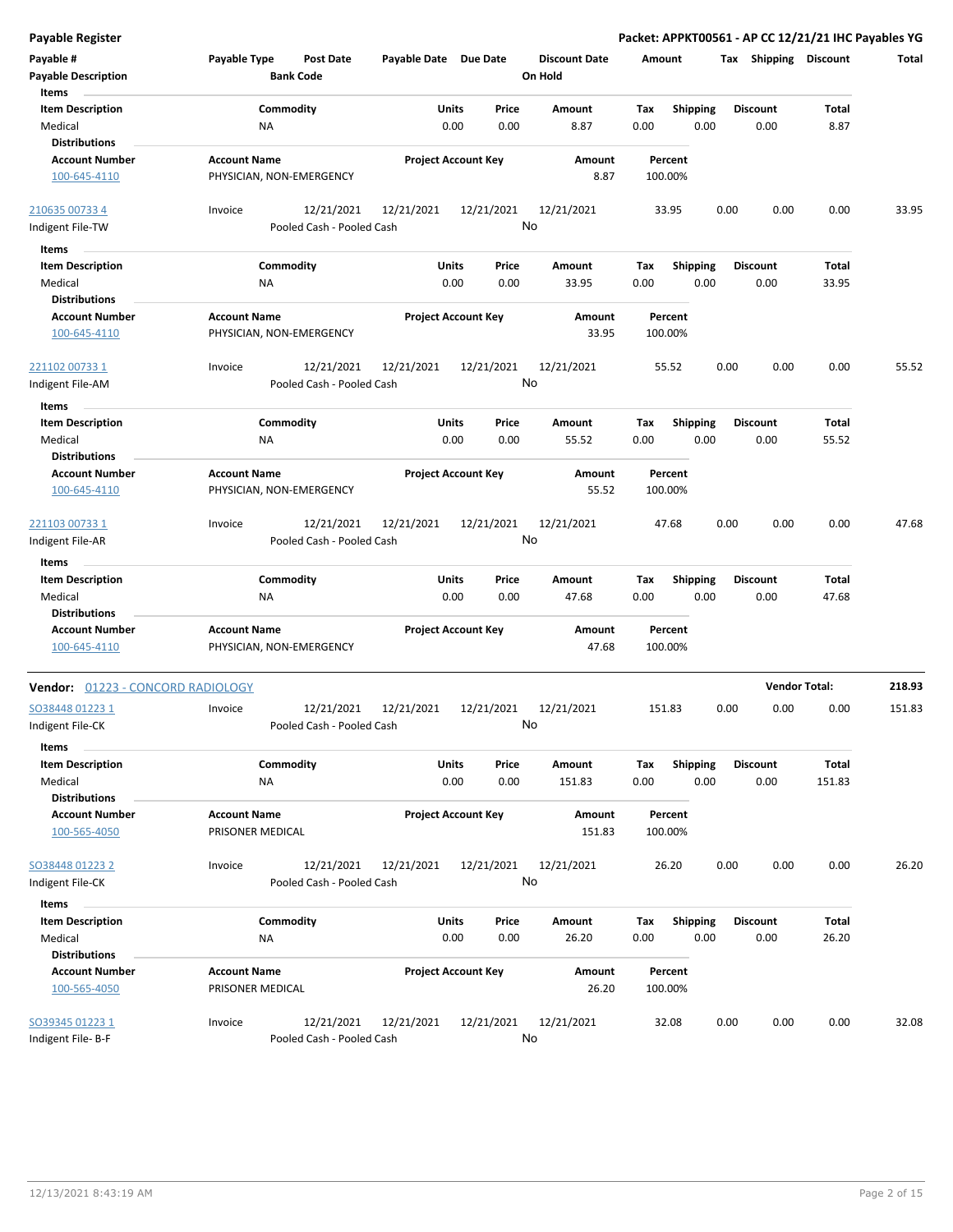**Payable Register** — Packet: APPKT00561 - AP CC 12/21/21 IHC Payables YG

| Payable # | Payable Type | Post Date | Payable Date | Due Date | Discount Date | Amount | Tax | Shipping | Discount | Total |
|---|---|---|---|---|---|---|---|---|---|---|
| Payable Description | | Bank Code | | | On Hold | | | | | |

**Items**

| Item Description | Commodity | Units | Price | Amount | Tax | Shipping | Discount | Total |
|---|---|---|---|---|---|---|---|---|
| Medical | NA | 0.00 | 0.00 | 8.87 | 0.00 | 0.00 | 0.00 | 8.87 |

**Distributions**

| Account Number | Account Name | Project Account Key | Amount | Percent |
|---|---|---|---|---|
| 100-645-4110 | PHYSICIAN, NON-EMERGENCY | | 8.87 | 100.00% |

| 210635 00733 4 | Invoice | 12/21/2021 | 12/21/2021 | 12/21/2021 | 12/21/2021 | 33.95 | 0.00 | 0.00 | 0.00 | 33.95 |
|---|---|---|---|---|---|---|---|---|---|---|
| Indigent File-TW | | Pooled Cash - Pooled Cash | | | No | | | | | |

**Items**

| Item Description | Commodity | Units | Price | Amount | Tax | Shipping | Discount | Total |
|---|---|---|---|---|---|---|---|---|
| Medical | NA | 0.00 | 0.00 | 33.95 | 0.00 | 0.00 | 0.00 | 33.95 |

**Distributions**

| Account Number | Account Name | Project Account Key | Amount | Percent |
|---|---|---|---|---|
| 100-645-4110 | PHYSICIAN, NON-EMERGENCY | | 33.95 | 100.00% |

| 221102 00733 1 | Invoice | 12/21/2021 | 12/21/2021 | 12/21/2021 | 12/21/2021 | 55.52 | 0.00 | 0.00 | 0.00 | 55.52 |
|---|---|---|---|---|---|---|---|---|---|---|
| Indigent File-AM | | Pooled Cash - Pooled Cash | | | No | | | | | |

**Items**

| Item Description | Commodity | Units | Price | Amount | Tax | Shipping | Discount | Total |
|---|---|---|---|---|---|---|---|---|
| Medical | NA | 0.00 | 0.00 | 55.52 | 0.00 | 0.00 | 0.00 | 55.52 |

**Distributions**

| Account Number | Account Name | Project Account Key | Amount | Percent |
|---|---|---|---|---|
| 100-645-4110 | PHYSICIAN, NON-EMERGENCY | | 55.52 | 100.00% |

| 221103 00733 1 | Invoice | 12/21/2021 | 12/21/2021 | 12/21/2021 | 12/21/2021 | 47.68 | 0.00 | 0.00 | 0.00 | 47.68 |
|---|---|---|---|---|---|---|---|---|---|---|
| Indigent File-AR | | Pooled Cash - Pooled Cash | | | No | | | | | |

**Items**

| Item Description | Commodity | Units | Price | Amount | Tax | Shipping | Discount | Total |
|---|---|---|---|---|---|---|---|---|
| Medical | NA | 0.00 | 0.00 | 47.68 | 0.00 | 0.00 | 0.00 | 47.68 |

**Distributions**

| Account Number | Account Name | Project Account Key | Amount | Percent |
|---|---|---|---|---|
| 100-645-4110 | PHYSICIAN, NON-EMERGENCY | | 47.68 | 100.00% |

**Vendor Total: 218.93**

## Vendor: 01223 - CONCORD RADIOLOGY

| SO38448 01223 1 | Invoice | 12/21/2021 | 12/21/2021 | 12/21/2021 | 12/21/2021 | 151.83 | 0.00 | 0.00 | 0.00 | 151.83 |
|---|---|---|---|---|---|---|---|---|---|---|
| Indigent File-CK | | Pooled Cash - Pooled Cash | | | No | | | | | |

**Items**

| Item Description | Commodity | Units | Price | Amount | Tax | Shipping | Discount | Total |
|---|---|---|---|---|---|---|---|---|
| Medical | NA | 0.00 | 0.00 | 151.83 | 0.00 | 0.00 | 0.00 | 151.83 |

**Distributions**

| Account Number | Account Name | Project Account Key | Amount | Percent |
|---|---|---|---|---|
| 100-565-4050 | PRISONER MEDICAL | | 151.83 | 100.00% |

| SO38448 01223 2 | Invoice | 12/21/2021 | 12/21/2021 | 12/21/2021 | 12/21/2021 | 26.20 | 0.00 | 0.00 | 0.00 | 26.20 |
|---|---|---|---|---|---|---|---|---|---|---|
| Indigent File-CK | | Pooled Cash - Pooled Cash | | | No | | | | | |

**Items**

| Item Description | Commodity | Units | Price | Amount | Tax | Shipping | Discount | Total |
|---|---|---|---|---|---|---|---|---|
| Medical | NA | 0.00 | 0.00 | 26.20 | 0.00 | 0.00 | 0.00 | 26.20 |

**Distributions**

| Account Number | Account Name | Project Account Key | Amount | Percent |
|---|---|---|---|---|
| 100-565-4050 | PRISONER MEDICAL | | 26.20 | 100.00% |

| SO39345 01223 1 | Invoice | 12/21/2021 | 12/21/2021 | 12/21/2021 | 12/21/2021 | 32.08 | 0.00 | 0.00 | 0.00 | 32.08 |
|---|---|---|---|---|---|---|---|---|---|---|
| Indigent File- B-F | | Pooled Cash - Pooled Cash | | | No | | | | | |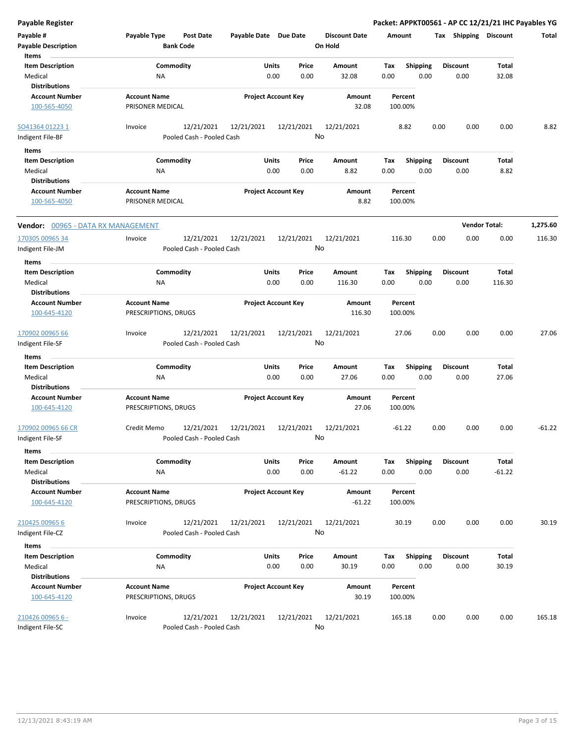**Payable Register** — **Packet: APPKT00561 - AP CC 12/21/21 IHC Payables YG**

| Payable # | Payable Type | Post Date | Payable Date | Due Date | Discount Date | Amount | Tax | Shipping | Discount | Total |
|---|---|---|---|---|---|---|---|---|---|---|
| Payable Description | | Bank Code | | | On Hold | | | | | |

**Items**

| Item Description | Commodity | Units | Price | Amount | Tax | Shipping | Discount | Total |
|---|---|---|---|---|---|---|---|---|
| Medical | NA | 0.00 | 0.00 | 32.08 | 0.00 | 0.00 | 0.00 | 32.08 |

**Distributions**

| Account Number | Account Name | Project Account Key | Amount | Percent |
|---|---|---|---|---|
| 100-565-4050 | PRISONER MEDICAL | | 32.08 | 100.00% |

| Payable # | Payable Type | Post Date | Payable Date | Due Date | Discount Date | Amount | Tax | Shipping | Discount | Total |
|---|---|---|---|---|---|---|---|---|---|---|
| SO41364 01223 1 | Invoice | 12/21/2021 | 12/21/2021 | 12/21/2021 | 12/21/2021 | 8.82 | 0.00 | 0.00 | 0.00 | 8.82 |
| Indigent File-BF | | Pooled Cash - Pooled Cash | | | No | | | | | |

**Items**

| Item Description | Commodity | Units | Price | Amount | Tax | Shipping | Discount | Total |
|---|---|---|---|---|---|---|---|---|
| Medical | NA | 0.00 | 0.00 | 8.82 | 0.00 | 0.00 | 0.00 | 8.82 |

**Distributions**

| Account Number | Account Name | Project Account Key | Amount | Percent |
|---|---|---|---|---|
| 100-565-4050 | PRISONER MEDICAL | | 8.82 | 100.00% |

**Vendor:** 00965 - DATA RX MANAGEMENT — **Vendor Total: 1,275.60**

| Payable # | Payable Type | Post Date | Payable Date | Due Date | Discount Date | Amount | Tax | Shipping | Discount | Total |
|---|---|---|---|---|---|---|---|---|---|---|
| 170305 00965 34 | Invoice | 12/21/2021 | 12/21/2021 | 12/21/2021 | 12/21/2021 | 116.30 | 0.00 | 0.00 | 0.00 | 116.30 |
| Indigent File-JM | | Pooled Cash - Pooled Cash | | | No | | | | | |

**Items**

| Item Description | Commodity | Units | Price | Amount | Tax | Shipping | Discount | Total |
|---|---|---|---|---|---|---|---|---|
| Medical | NA | 0.00 | 0.00 | 116.30 | 0.00 | 0.00 | 0.00 | 116.30 |

**Distributions**

| Account Number | Account Name | Project Account Key | Amount | Percent |
|---|---|---|---|---|
| 100-645-4120 | PRESCRIPTIONS, DRUGS | | 116.30 | 100.00% |

| Payable # | Payable Type | Post Date | Payable Date | Due Date | Discount Date | Amount | Tax | Shipping | Discount | Total |
|---|---|---|---|---|---|---|---|---|---|---|
| 170902 00965 66 | Invoice | 12/21/2021 | 12/21/2021 | 12/21/2021 | 12/21/2021 | 27.06 | 0.00 | 0.00 | 0.00 | 27.06 |
| Indigent File-SF | | Pooled Cash - Pooled Cash | | | No | | | | | |

**Items**

| Item Description | Commodity | Units | Price | Amount | Tax | Shipping | Discount | Total |
|---|---|---|---|---|---|---|---|---|
| Medical | NA | 0.00 | 0.00 | 27.06 | 0.00 | 0.00 | 0.00 | 27.06 |

**Distributions**

| Account Number | Account Name | Project Account Key | Amount | Percent |
|---|---|---|---|---|
| 100-645-4120 | PRESCRIPTIONS, DRUGS | | 27.06 | 100.00% |

| Payable # | Payable Type | Post Date | Payable Date | Due Date | Discount Date | Amount | Tax | Shipping | Discount | Total |
|---|---|---|---|---|---|---|---|---|---|---|
| 170902 00965 66 CR | Credit Memo | 12/21/2021 | 12/21/2021 | 12/21/2021 | 12/21/2021 | -61.22 | 0.00 | 0.00 | 0.00 | -61.22 |
| Indigent File-SF | | Pooled Cash - Pooled Cash | | | No | | | | | |

**Items**

| Item Description | Commodity | Units | Price | Amount | Tax | Shipping | Discount | Total |
|---|---|---|---|---|---|---|---|---|
| Medical | NA | 0.00 | 0.00 | -61.22 | 0.00 | 0.00 | 0.00 | -61.22 |

**Distributions**

| Account Number | Account Name | Project Account Key | Amount | Percent |
|---|---|---|---|---|
| 100-645-4120 | PRESCRIPTIONS, DRUGS | | -61.22 | 100.00% |

| Payable # | Payable Type | Post Date | Payable Date | Due Date | Discount Date | Amount | Tax | Shipping | Discount | Total |
|---|---|---|---|---|---|---|---|---|---|---|
| 210425 00965 6 | Invoice | 12/21/2021 | 12/21/2021 | 12/21/2021 | 12/21/2021 | 30.19 | 0.00 | 0.00 | 0.00 | 30.19 |
| Indigent File-CZ | | Pooled Cash - Pooled Cash | | | No | | | | | |

**Items**

| Item Description | Commodity | Units | Price | Amount | Tax | Shipping | Discount | Total |
|---|---|---|---|---|---|---|---|---|
| Medical | NA | 0.00 | 0.00 | 30.19 | 0.00 | 0.00 | 0.00 | 30.19 |

**Distributions**

| Account Number | Account Name | Project Account Key | Amount | Percent |
|---|---|---|---|---|
| 100-645-4120 | PRESCRIPTIONS, DRUGS | | 30.19 | 100.00% |

| Payable # | Payable Type | Post Date | Payable Date | Due Date | Discount Date | Amount | Tax | Shipping | Discount | Total |
|---|---|---|---|---|---|---|---|---|---|---|
| 210426 00965 6 - | Invoice | 12/21/2021 | 12/21/2021 | 12/21/2021 | 12/21/2021 | 165.18 | 0.00 | 0.00 | 0.00 | 165.18 |
| Indigent File-SC | | Pooled Cash - Pooled Cash | | | No | | | | | |

12/13/2021 8:43:19 AM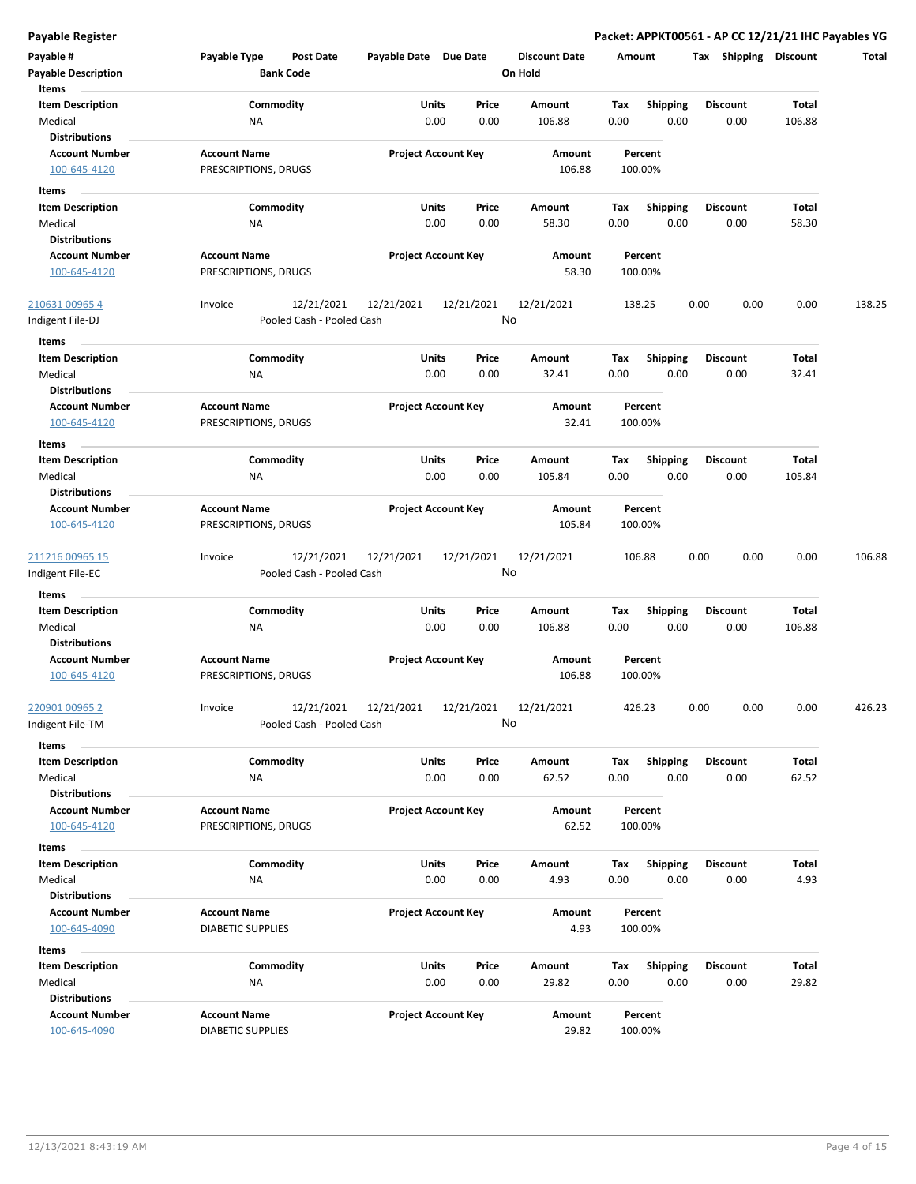**Payable Register** | **Packet: APPKT00561 - AP CC 12/21/21 IHC Payables YG**

| Payable # | Payable Type | Post Date | Payable Date | Due Date | Discount Date | Amount | Tax | Shipping | Discount | Total |
|---|---|---|---|---|---|---|---|---|---|---|
| **Payable Description** | | **Bank Code** | | | **On Hold** | | | | | |

**Items**

| Item Description | Commodity | Units | Price | Amount | Tax | Shipping | Discount | Total |
|---|---|---|---|---|---|---|---|---|
| Medical | NA | 0.00 | 0.00 | 106.88 | 0.00 | 0.00 | 0.00 | 106.88 |

**Distributions**

| Account Number | Account Name | Project Account Key | Amount | Percent |
|---|---|---|---|---|
| 100-645-4120 | PRESCRIPTIONS, DRUGS | | 106.88 | 100.00% |

**Items**

| Item Description | Commodity | Units | Price | Amount | Tax | Shipping | Discount | Total |
|---|---|---|---|---|---|---|---|---|
| Medical | NA | 0.00 | 0.00 | 58.30 | 0.00 | 0.00 | 0.00 | 58.30 |

**Distributions**

| Account Number | Account Name | Project Account Key | Amount | Percent |
|---|---|---|---|---|
| 100-645-4120 | PRESCRIPTIONS, DRUGS | | 58.30 | 100.00% |

| Payable # | Payable Type | Post Date | Payable Date | Due Date | Discount Date | Amount | Tax | Shipping | Discount | Total |
|---|---|---|---|---|---|---|---|---|---|---|
| 210631 00965 4 | Invoice | 12/21/2021 | 12/21/2021 | 12/21/2021 | 12/21/2021 | 138.25 | 0.00 | 0.00 | 0.00 | 138.25 |
| Indigent File-DJ | | Pooled Cash - Pooled Cash | | | No | | | | | |

**Items**

| Item Description | Commodity | Units | Price | Amount | Tax | Shipping | Discount | Total |
|---|---|---|---|---|---|---|---|---|
| Medical | NA | 0.00 | 0.00 | 32.41 | 0.00 | 0.00 | 0.00 | 32.41 |

**Distributions**

| Account Number | Account Name | Project Account Key | Amount | Percent |
|---|---|---|---|---|
| 100-645-4120 | PRESCRIPTIONS, DRUGS | | 32.41 | 100.00% |

**Items**

| Item Description | Commodity | Units | Price | Amount | Tax | Shipping | Discount | Total |
|---|---|---|---|---|---|---|---|---|
| Medical | NA | 0.00 | 0.00 | 105.84 | 0.00 | 0.00 | 0.00 | 105.84 |

**Distributions**

| Account Number | Account Name | Project Account Key | Amount | Percent |
|---|---|---|---|---|
| 100-645-4120 | PRESCRIPTIONS, DRUGS | | 105.84 | 100.00% |

| Payable # | Payable Type | Post Date | Payable Date | Due Date | Discount Date | Amount | Tax | Shipping | Discount | Total |
|---|---|---|---|---|---|---|---|---|---|---|
| 211216 00965 15 | Invoice | 12/21/2021 | 12/21/2021 | 12/21/2021 | 12/21/2021 | 106.88 | 0.00 | 0.00 | 0.00 | 106.88 |
| Indigent File-EC | | Pooled Cash - Pooled Cash | | | No | | | | | |

**Items**

| Item Description | Commodity | Units | Price | Amount | Tax | Shipping | Discount | Total |
|---|---|---|---|---|---|---|---|---|
| Medical | NA | 0.00 | 0.00 | 106.88 | 0.00 | 0.00 | 0.00 | 106.88 |

**Distributions**

| Account Number | Account Name | Project Account Key | Amount | Percent |
|---|---|---|---|---|
| 100-645-4120 | PRESCRIPTIONS, DRUGS | | 106.88 | 100.00% |

| Payable # | Payable Type | Post Date | Payable Date | Due Date | Discount Date | Amount | Tax | Shipping | Discount | Total |
|---|---|---|---|---|---|---|---|---|---|---|
| 220901 00965 2 | Invoice | 12/21/2021 | 12/21/2021 | 12/21/2021 | 12/21/2021 | 426.23 | 0.00 | 0.00 | 0.00 | 426.23 |
| Indigent File-TM | | Pooled Cash - Pooled Cash | | | No | | | | | |

**Items**

| Item Description | Commodity | Units | Price | Amount | Tax | Shipping | Discount | Total |
|---|---|---|---|---|---|---|---|---|
| Medical | NA | 0.00 | 0.00 | 62.52 | 0.00 | 0.00 | 0.00 | 62.52 |

**Distributions**

| Account Number | Account Name | Project Account Key | Amount | Percent |
|---|---|---|---|---|
| 100-645-4120 | PRESCRIPTIONS, DRUGS | | 62.52 | 100.00% |

**Items**

| Item Description | Commodity | Units | Price | Amount | Tax | Shipping | Discount | Total |
|---|---|---|---|---|---|---|---|---|
| Medical | NA | 0.00 | 0.00 | 4.93 | 0.00 | 0.00 | 0.00 | 4.93 |

**Distributions**

| Account Number | Account Name | Project Account Key | Amount | Percent |
|---|---|---|---|---|
| 100-645-4090 | DIABETIC SUPPLIES | | 4.93 | 100.00% |

**Items**

| Item Description | Commodity | Units | Price | Amount | Tax | Shipping | Discount | Total |
|---|---|---|---|---|---|---|---|---|
| Medical | NA | 0.00 | 0.00 | 29.82 | 0.00 | 0.00 | 0.00 | 29.82 |

**Distributions**

| Account Number | Account Name | Project Account Key | Amount | Percent |
|---|---|---|---|---|
| 100-645-4090 | DIABETIC SUPPLIES | | 29.82 | 100.00% |

12/13/2021 8:43:19 AM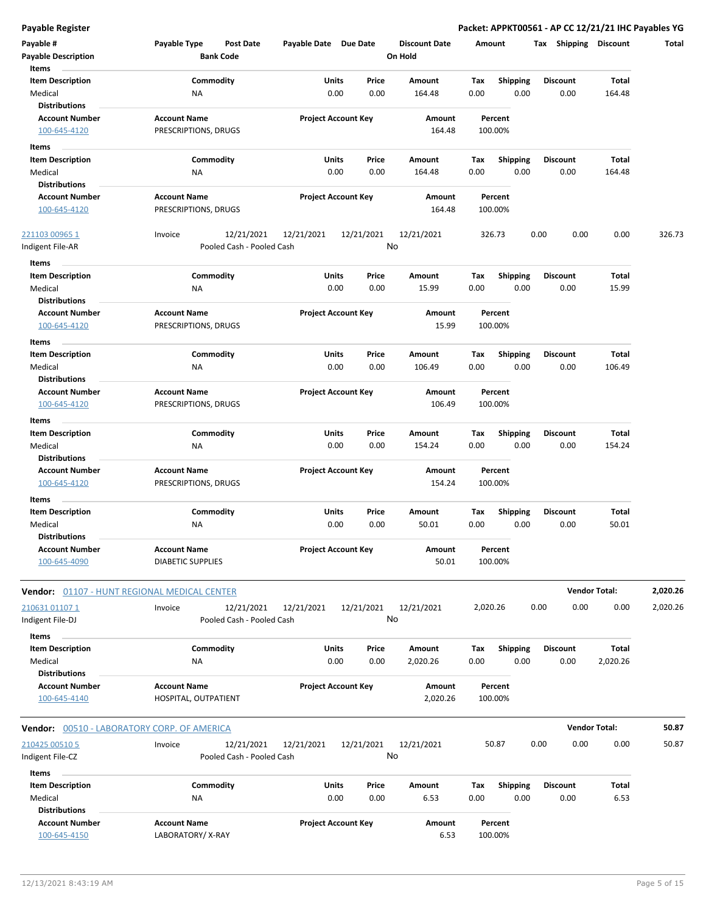**Payable Register** — **Packet: APPKT00561 - AP CC 12/21/21 IHC Payables YG**

| Payable # | Payable Type | Post Date | Payable Date | Due Date | Discount Date | Amount | Tax | Shipping | Discount | Total |
|---|---|---|---|---|---|---|---|---|---|---|
| **Payable Description** | | **Bank Code** | | | **On Hold** | | | | | |

**Items**

| Item Description | Commodity | Units | Price | Amount | Tax | Shipping | Discount | Total |
|---|---|---|---|---|---|---|---|---|
| Medical | NA | 0.00 | 0.00 | 164.48 | 0.00 | 0.00 | 0.00 | 164.48 |

**Distributions**

| Account Number | Account Name | Project Account Key | Amount | Percent |
|---|---|---|---|---|
| 100-645-4120 | PRESCRIPTIONS, DRUGS | | 164.48 | 100.00% |

**Items**

| Item Description | Commodity | Units | Price | Amount | Tax | Shipping | Discount | Total |
|---|---|---|---|---|---|---|---|---|
| Medical | NA | 0.00 | 0.00 | 164.48 | 0.00 | 0.00 | 0.00 | 164.48 |

**Distributions**

| Account Number | Account Name | Project Account Key | Amount | Percent |
|---|---|---|---|---|
| 100-645-4120 | PRESCRIPTIONS, DRUGS | | 164.48 | 100.00% |

| Payable # | Payable Type | Post Date | Payable Date | Due Date | Discount Date | Amount | Tax | Shipping | Discount | Total |
|---|---|---|---|---|---|---|---|---|---|---|
| 221103 00965 1 | Invoice | 12/21/2021 | 12/21/2021 | 12/21/2021 | 12/21/2021 | 326.73 | 0.00 | 0.00 | 0.00 | 326.73 |
| Indigent File-AR | | Pooled Cash - Pooled Cash | | | No | | | | | |

**Items**

| Item Description | Commodity | Units | Price | Amount | Tax | Shipping | Discount | Total |
|---|---|---|---|---|---|---|---|---|
| Medical | NA | 0.00 | 0.00 | 15.99 | 0.00 | 0.00 | 0.00 | 15.99 |

**Distributions**

| Account Number | Account Name | Project Account Key | Amount | Percent |
|---|---|---|---|---|
| 100-645-4120 | PRESCRIPTIONS, DRUGS | | 15.99 | 100.00% |

**Items**

| Item Description | Commodity | Units | Price | Amount | Tax | Shipping | Discount | Total |
|---|---|---|---|---|---|---|---|---|
| Medical | NA | 0.00 | 0.00 | 106.49 | 0.00 | 0.00 | 0.00 | 106.49 |

**Distributions**

| Account Number | Account Name | Project Account Key | Amount | Percent |
|---|---|---|---|---|
| 100-645-4120 | PRESCRIPTIONS, DRUGS | | 106.49 | 100.00% |

**Items**

| Item Description | Commodity | Units | Price | Amount | Tax | Shipping | Discount | Total |
|---|---|---|---|---|---|---|---|---|
| Medical | NA | 0.00 | 0.00 | 154.24 | 0.00 | 0.00 | 0.00 | 154.24 |

**Distributions**

| Account Number | Account Name | Project Account Key | Amount | Percent |
|---|---|---|---|---|
| 100-645-4120 | PRESCRIPTIONS, DRUGS | | 154.24 | 100.00% |

**Items**

| Item Description | Commodity | Units | Price | Amount | Tax | Shipping | Discount | Total |
|---|---|---|---|---|---|---|---|---|
| Medical | NA | 0.00 | 0.00 | 50.01 | 0.00 | 0.00 | 0.00 | 50.01 |

**Distributions**

| Account Number | Account Name | Project Account Key | Amount | Percent |
|---|---|---|---|---|
| 100-645-4090 | DIABETIC SUPPLIES | | 50.01 | 100.00% |

**Vendor:** 01107 - HUNT REGIONAL MEDICAL CENTER — **Vendor Total: 2,020.26**

| Payable # | Payable Type | Post Date | Payable Date | Due Date | Discount Date | Amount | Tax | Shipping | Discount | Total |
|---|---|---|---|---|---|---|---|---|---|---|
| 210631 01107 1 | Invoice | 12/21/2021 | 12/21/2021 | 12/21/2021 | 12/21/2021 | 2,020.26 | 0.00 | 0.00 | 0.00 | 2,020.26 |
| Indigent File-DJ | | Pooled Cash - Pooled Cash | | | No | | | | | |

**Items**

| Item Description | Commodity | Units | Price | Amount | Tax | Shipping | Discount | Total |
|---|---|---|---|---|---|---|---|---|
| Medical | NA | 0.00 | 0.00 | 2,020.26 | 0.00 | 0.00 | 0.00 | 2,020.26 |

**Distributions**

| Account Number | Account Name | Project Account Key | Amount | Percent |
|---|---|---|---|---|
| 100-645-4140 | HOSPITAL, OUTPATIENT | | 2,020.26 | 100.00% |

**Vendor:** 00510 - LABORATORY CORP. OF AMERICA — **Vendor Total: 50.87**

| Payable # | Payable Type | Post Date | Payable Date | Due Date | Discount Date | Amount | Tax | Shipping | Discount | Total |
|---|---|---|---|---|---|---|---|---|---|---|
| 210425 00510 5 | Invoice | 12/21/2021 | 12/21/2021 | 12/21/2021 | 12/21/2021 | 50.87 | 0.00 | 0.00 | 0.00 | 50.87 |
| Indigent File-CZ | | Pooled Cash - Pooled Cash | | | No | | | | | |

**Items**

| Item Description | Commodity | Units | Price | Amount | Tax | Shipping | Discount | Total |
|---|---|---|---|---|---|---|---|---|
| Medical | NA | 0.00 | 0.00 | 6.53 | 0.00 | 0.00 | 0.00 | 6.53 |

**Distributions**

| Account Number | Account Name | Project Account Key | Amount | Percent |
|---|---|---|---|---|
| 100-645-4150 | LABORATORY/ X-RAY | | 6.53 | 100.00% |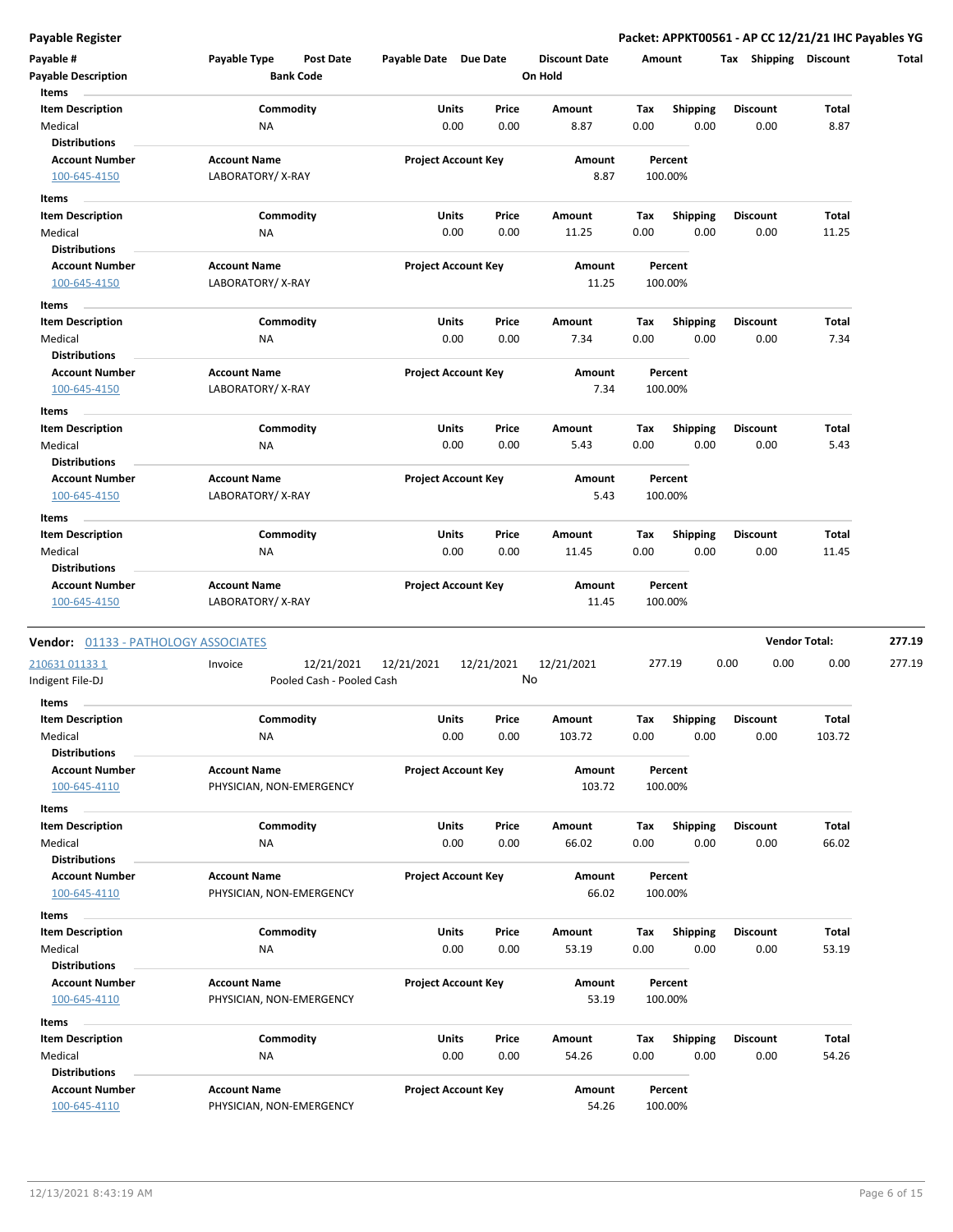**Payable Register** — **Packet: APPKT00561 - AP CC 12/21/21 IHC Payables YG**

| Payable # | Payable Type | Post Date | Payable Date | Due Date | Discount Date | Amount | Tax | Shipping | Discount | Total |
|---|---|---|---|---|---|---|---|---|---|---|
| Payable Description | | Bank Code | | | On Hold | | | | | |

**Items**

| Item Description | Commodity | Units | Price | Amount | Tax | Shipping | Discount | Total |
|---|---|---|---|---|---|---|---|---|
| Medical | NA | 0.00 | 0.00 | 8.87 | 0.00 | 0.00 | 0.00 | 8.87 |

**Distributions**

| Account Number | Account Name | Project Account Key | Amount | Percent |
|---|---|---|---|---|
| 100-645-4150 | LABORATORY/ X-RAY | | 8.87 | 100.00% |

**Items**

| Item Description | Commodity | Units | Price | Amount | Tax | Shipping | Discount | Total |
|---|---|---|---|---|---|---|---|---|
| Medical | NA | 0.00 | 0.00 | 11.25 | 0.00 | 0.00 | 0.00 | 11.25 |

**Distributions**

| Account Number | Account Name | Project Account Key | Amount | Percent |
|---|---|---|---|---|
| 100-645-4150 | LABORATORY/ X-RAY | | 11.25 | 100.00% |

**Items**

| Item Description | Commodity | Units | Price | Amount | Tax | Shipping | Discount | Total |
|---|---|---|---|---|---|---|---|---|
| Medical | NA | 0.00 | 0.00 | 7.34 | 0.00 | 0.00 | 0.00 | 7.34 |

**Distributions**

| Account Number | Account Name | Project Account Key | Amount | Percent |
|---|---|---|---|---|
| 100-645-4150 | LABORATORY/ X-RAY | | 7.34 | 100.00% |

**Items**

| Item Description | Commodity | Units | Price | Amount | Tax | Shipping | Discount | Total |
|---|---|---|---|---|---|---|---|---|
| Medical | NA | 0.00 | 0.00 | 5.43 | 0.00 | 0.00 | 0.00 | 5.43 |

**Distributions**

| Account Number | Account Name | Project Account Key | Amount | Percent |
|---|---|---|---|---|
| 100-645-4150 | LABORATORY/ X-RAY | | 5.43 | 100.00% |

**Items**

| Item Description | Commodity | Units | Price | Amount | Tax | Shipping | Discount | Total |
|---|---|---|---|---|---|---|---|---|
| Medical | NA | 0.00 | 0.00 | 11.45 | 0.00 | 0.00 | 0.00 | 11.45 |

**Distributions**

| Account Number | Account Name | Project Account Key | Amount | Percent |
|---|---|---|---|---|
| 100-645-4150 | LABORATORY/ X-RAY | | 11.45 | 100.00% |

**Vendor: 01133 - PATHOLOGY ASSOCIATES** — **Vendor Total: 277.19**

| Payable # | Payable Type | Post Date | Payable Date | Due Date | Discount Date | Amount | Tax | Shipping | Discount | Total |
|---|---|---|---|---|---|---|---|---|---|---|
| 210631 01133 1 | Invoice | 12/21/2021 | 12/21/2021 | 12/21/2021 | 12/21/2021 | 277.19 | 0.00 | 0.00 | 0.00 | 277.19 |
| Indigent File-DJ | | Pooled Cash - Pooled Cash | | | No | | | | | |

**Items**

| Item Description | Commodity | Units | Price | Amount | Tax | Shipping | Discount | Total |
|---|---|---|---|---|---|---|---|---|
| Medical | NA | 0.00 | 0.00 | 103.72 | 0.00 | 0.00 | 0.00 | 103.72 |

**Distributions**

| Account Number | Account Name | Project Account Key | Amount | Percent |
|---|---|---|---|---|
| 100-645-4110 | PHYSICIAN, NON-EMERGENCY | | 103.72 | 100.00% |

**Items**

| Item Description | Commodity | Units | Price | Amount | Tax | Shipping | Discount | Total |
|---|---|---|---|---|---|---|---|---|
| Medical | NA | 0.00 | 0.00 | 66.02 | 0.00 | 0.00 | 0.00 | 66.02 |

**Distributions**

| Account Number | Account Name | Project Account Key | Amount | Percent |
|---|---|---|---|---|
| 100-645-4110 | PHYSICIAN, NON-EMERGENCY | | 66.02 | 100.00% |

**Items**

| Item Description | Commodity | Units | Price | Amount | Tax | Shipping | Discount | Total |
|---|---|---|---|---|---|---|---|---|
| Medical | NA | 0.00 | 0.00 | 53.19 | 0.00 | 0.00 | 0.00 | 53.19 |

**Distributions**

| Account Number | Account Name | Project Account Key | Amount | Percent |
|---|---|---|---|---|
| 100-645-4110 | PHYSICIAN, NON-EMERGENCY | | 53.19 | 100.00% |

**Items**

| Item Description | Commodity | Units | Price | Amount | Tax | Shipping | Discount | Total |
|---|---|---|---|---|---|---|---|---|
| Medical | NA | 0.00 | 0.00 | 54.26 | 0.00 | 0.00 | 0.00 | 54.26 |

**Distributions**

| Account Number | Account Name | Project Account Key | Amount | Percent |
|---|---|---|---|---|
| 100-645-4110 | PHYSICIAN, NON-EMERGENCY | | 54.26 | 100.00% |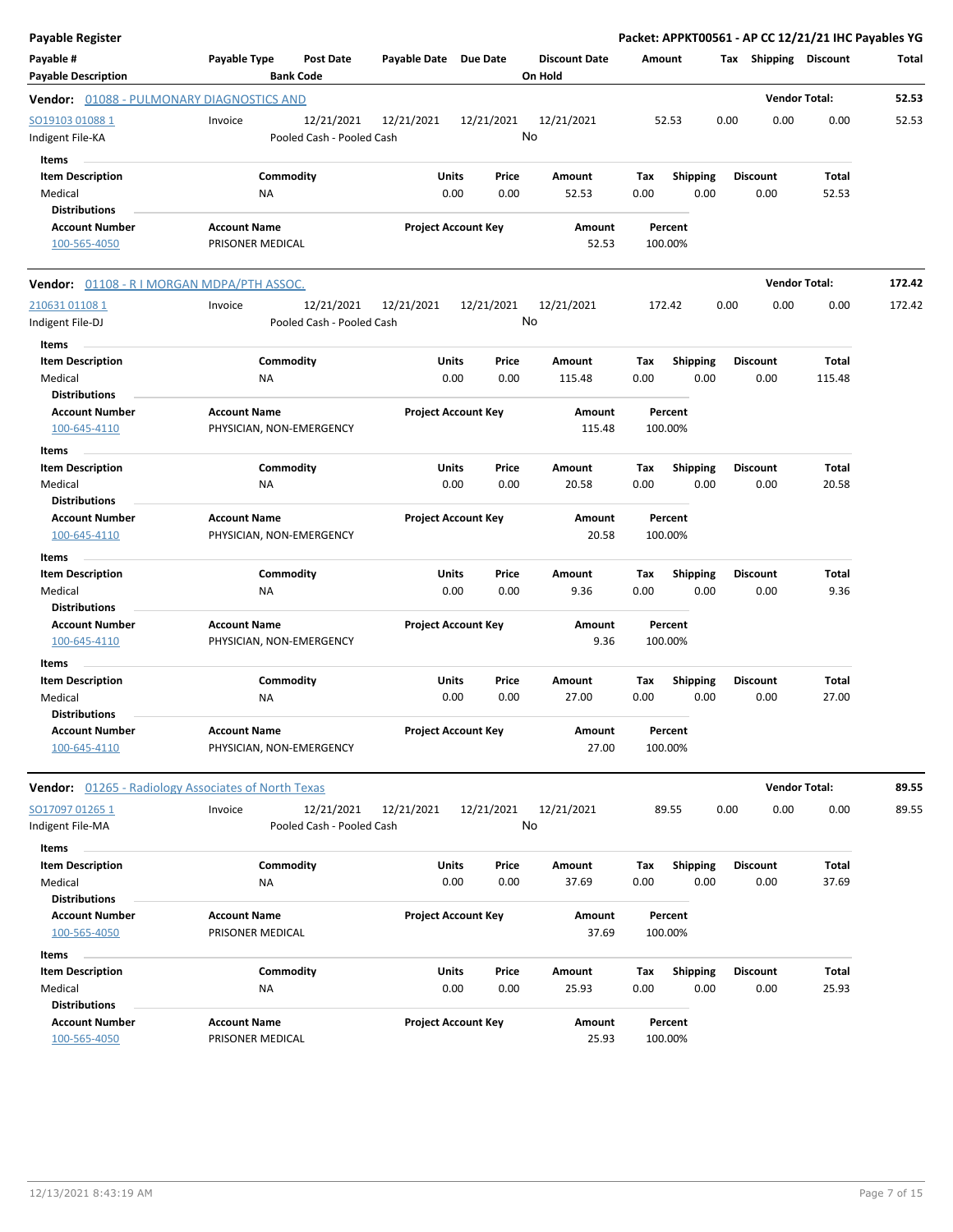# Payable Register

**Packet: APPKT00561 - AP CC 12/21/21 IHC Payables YG**

| Payable # | Payable Type | Post Date | Payable Date | Due Date | Discount Date | Amount | Tax | Shipping | Discount | Total |
|---|---|---|---|---|---|---|---|---|---|---|
| **Payable Description** | | **Bank Code** | | | **On Hold** | | | | | |

## Vendor: 01088 - PULMONARY DIAGNOSTICS AND

**Vendor Total: 52.53**

| Payable # | Payable Type | Post Date | Payable Date | Due Date | Discount Date | Amount | Tax | Shipping | Discount | Total |
|---|---|---|---|---|---|---|---|---|---|---|
| SO19103 01088 1 | Invoice | 12/21/2021 | 12/21/2021 | 12/21/2021 | 12/21/2021 | 52.53 | 0.00 | 0.00 | 0.00 | 52.53 |
| Indigent File-KA | | Pooled Cash - Pooled Cash | | | No | | | | | |

**Items**

| Item Description | Commodity | Units | Price | Amount | Tax | Shipping | Discount | Total |
|---|---|---|---|---|---|---|---|---|
| Medical | NA | 0.00 | 0.00 | 52.53 | 0.00 | 0.00 | 0.00 | 52.53 |

**Distributions**

| Account Number | Account Name | Project Account Key | Amount | Percent |
|---|---|---|---|---|
| 100-565-4050 | PRISONER MEDICAL | | 52.53 | 100.00% |

## Vendor: 01108 - R I MORGAN MDPA/PTH ASSOC.

**Vendor Total: 172.42**

| Payable # | Payable Type | Post Date | Payable Date | Due Date | Discount Date | Amount | Tax | Shipping | Discount | Total |
|---|---|---|---|---|---|---|---|---|---|---|
| 210631 01108 1 | Invoice | 12/21/2021 | 12/21/2021 | 12/21/2021 | 12/21/2021 | 172.42 | 0.00 | 0.00 | 0.00 | 172.42 |
| Indigent File-DJ | | Pooled Cash - Pooled Cash | | | No | | | | | |

**Items**

| Item Description | Commodity | Units | Price | Amount | Tax | Shipping | Discount | Total |
|---|---|---|---|---|---|---|---|---|
| Medical | NA | 0.00 | 0.00 | 115.48 | 0.00 | 0.00 | 0.00 | 115.48 |

**Distributions**

| Account Number | Account Name | Project Account Key | Amount | Percent |
|---|---|---|---|---|
| 100-645-4110 | PHYSICIAN, NON-EMERGENCY | | 115.48 | 100.00% |

**Items**

| Item Description | Commodity | Units | Price | Amount | Tax | Shipping | Discount | Total |
|---|---|---|---|---|---|---|---|---|
| Medical | NA | 0.00 | 0.00 | 20.58 | 0.00 | 0.00 | 0.00 | 20.58 |

**Distributions**

| Account Number | Account Name | Project Account Key | Amount | Percent |
|---|---|---|---|---|
| 100-645-4110 | PHYSICIAN, NON-EMERGENCY | | 20.58 | 100.00% |

**Items**

| Item Description | Commodity | Units | Price | Amount | Tax | Shipping | Discount | Total |
|---|---|---|---|---|---|---|---|---|
| Medical | NA | 0.00 | 0.00 | 9.36 | 0.00 | 0.00 | 0.00 | 9.36 |

**Distributions**

| Account Number | Account Name | Project Account Key | Amount | Percent |
|---|---|---|---|---|
| 100-645-4110 | PHYSICIAN, NON-EMERGENCY | | 9.36 | 100.00% |

**Items**

| Item Description | Commodity | Units | Price | Amount | Tax | Shipping | Discount | Total |
|---|---|---|---|---|---|---|---|---|
| Medical | NA | 0.00 | 0.00 | 27.00 | 0.00 | 0.00 | 0.00 | 27.00 |

**Distributions**

| Account Number | Account Name | Project Account Key | Amount | Percent |
|---|---|---|---|---|
| 100-645-4110 | PHYSICIAN, NON-EMERGENCY | | 27.00 | 100.00% |

## Vendor: 01265 - Radiology Associates of North Texas

**Vendor Total: 89.55**

| Payable # | Payable Type | Post Date | Payable Date | Due Date | Discount Date | Amount | Tax | Shipping | Discount | Total |
|---|---|---|---|---|---|---|---|---|---|---|
| SO17097 01265 1 | Invoice | 12/21/2021 | 12/21/2021 | 12/21/2021 | 12/21/2021 | 89.55 | 0.00 | 0.00 | 0.00 | 89.55 |
| Indigent File-MA | | Pooled Cash - Pooled Cash | | | No | | | | | |

**Items**

| Item Description | Commodity | Units | Price | Amount | Tax | Shipping | Discount | Total |
|---|---|---|---|---|---|---|---|---|
| Medical | NA | 0.00 | 0.00 | 37.69 | 0.00 | 0.00 | 0.00 | 37.69 |

**Distributions**

| Account Number | Account Name | Project Account Key | Amount | Percent |
|---|---|---|---|---|
| 100-565-4050 | PRISONER MEDICAL | | 37.69 | 100.00% |

**Items**

| Item Description | Commodity | Units | Price | Amount | Tax | Shipping | Discount | Total |
|---|---|---|---|---|---|---|---|---|
| Medical | NA | 0.00 | 0.00 | 25.93 | 0.00 | 0.00 | 0.00 | 25.93 |

**Distributions**

| Account Number | Account Name | Project Account Key | Amount | Percent |
|---|---|---|---|---|
| 100-565-4050 | PRISONER MEDICAL | | 25.93 | 100.00% |

12/13/2021 8:43:19 AM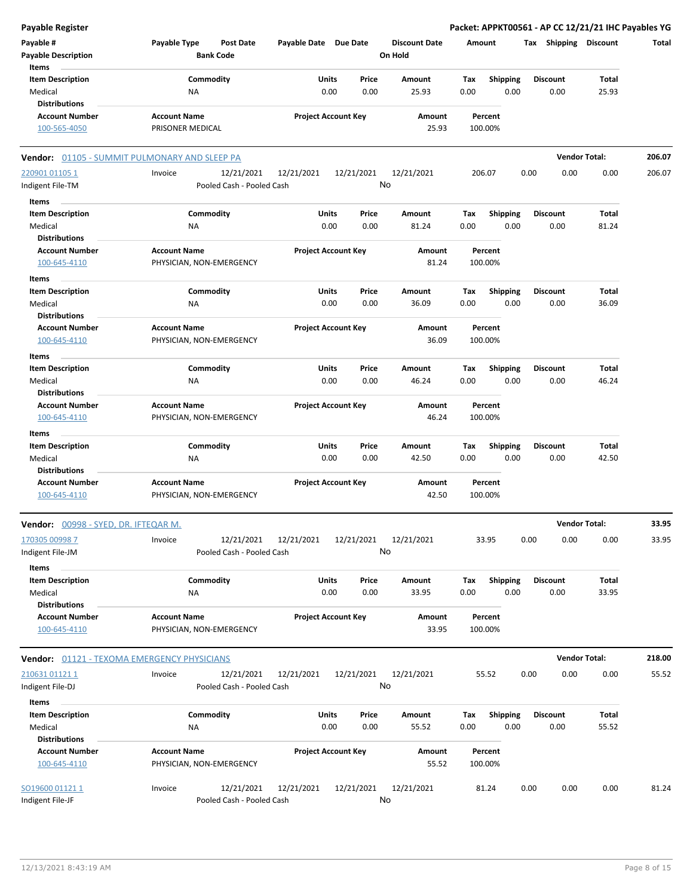**Payable Register** — **Packet: APPKT00561 - AP CC 12/21/21 IHC Payables YG**

| Payable # | Payable Type | Post Date | Payable Date | Due Date | Discount Date | Amount | Tax | Shipping | Discount | Total |
|---|---|---|---|---|---|---|---|---|---|---|
| Payable Description | | Bank Code | | | On Hold | | | | | |

**Items**

| Item Description | Commodity | Units | Price | Amount | Tax | Shipping | Discount | Total |
|---|---|---|---|---|---|---|---|---|
| Medical | NA | 0.00 | 0.00 | 25.93 | 0.00 | 0.00 | 0.00 | 25.93 |

**Distributions**

| Account Number | Account Name | Project Account Key | Amount | Percent |
|---|---|---|---|---|
| 100-565-4050 | PRISONER MEDICAL | | 25.93 | 100.00% |

---

**Vendor: 01105 - SUMMIT PULMONARY AND SLEEP PA** — **Vendor Total: 206.07**

| Payable # | Payable Type | Post Date | Payable Date | Due Date | Discount Date | Amount | Tax | Shipping | Discount | Total |
|---|---|---|---|---|---|---|---|---|---|---|
| 220901 01105 1 | Invoice | 12/21/2021 | 12/21/2021 | 12/21/2021 | 12/21/2021 | 206.07 | 0.00 | 0.00 | 0.00 | 206.07 |
| Indigent File-TM | | Pooled Cash - Pooled Cash | | | No | | | | | |

**Items**

| Item Description | Commodity | Units | Price | Amount | Tax | Shipping | Discount | Total |
|---|---|---|---|---|---|---|---|---|
| Medical | NA | 0.00 | 0.00 | 81.24 | 0.00 | 0.00 | 0.00 | 81.24 |

**Distributions**

| Account Number | Account Name | Project Account Key | Amount | Percent |
|---|---|---|---|---|
| 100-645-4110 | PHYSICIAN, NON-EMERGENCY | | 81.24 | 100.00% |

**Items**

| Item Description | Commodity | Units | Price | Amount | Tax | Shipping | Discount | Total |
|---|---|---|---|---|---|---|---|---|
| Medical | NA | 0.00 | 0.00 | 36.09 | 0.00 | 0.00 | 0.00 | 36.09 |

**Distributions**

| Account Number | Account Name | Project Account Key | Amount | Percent |
|---|---|---|---|---|
| 100-645-4110 | PHYSICIAN, NON-EMERGENCY | | 36.09 | 100.00% |

**Items**

| Item Description | Commodity | Units | Price | Amount | Tax | Shipping | Discount | Total |
|---|---|---|---|---|---|---|---|---|
| Medical | NA | 0.00 | 0.00 | 46.24 | 0.00 | 0.00 | 0.00 | 46.24 |

**Distributions**

| Account Number | Account Name | Project Account Key | Amount | Percent |
|---|---|---|---|---|
| 100-645-4110 | PHYSICIAN, NON-EMERGENCY | | 46.24 | 100.00% |

**Items**

| Item Description | Commodity | Units | Price | Amount | Tax | Shipping | Discount | Total |
|---|---|---|---|---|---|---|---|---|
| Medical | NA | 0.00 | 0.00 | 42.50 | 0.00 | 0.00 | 0.00 | 42.50 |

**Distributions**

| Account Number | Account Name | Project Account Key | Amount | Percent |
|---|---|---|---|---|
| 100-645-4110 | PHYSICIAN, NON-EMERGENCY | | 42.50 | 100.00% |

---

**Vendor: 00998 - SYED, DR. IFTEQAR M.** — **Vendor Total: 33.95**

| Payable # | Payable Type | Post Date | Payable Date | Due Date | Discount Date | Amount | Tax | Shipping | Discount | Total |
|---|---|---|---|---|---|---|---|---|---|---|
| 170305 00998 7 | Invoice | 12/21/2021 | 12/21/2021 | 12/21/2021 | 12/21/2021 | 33.95 | 0.00 | 0.00 | 0.00 | 33.95 |
| Indigent File-JM | | Pooled Cash - Pooled Cash | | | No | | | | | |

**Items**

| Item Description | Commodity | Units | Price | Amount | Tax | Shipping | Discount | Total |
|---|---|---|---|---|---|---|---|---|
| Medical | NA | 0.00 | 0.00 | 33.95 | 0.00 | 0.00 | 0.00 | 33.95 |

**Distributions**

| Account Number | Account Name | Project Account Key | Amount | Percent |
|---|---|---|---|---|
| 100-645-4110 | PHYSICIAN, NON-EMERGENCY | | 33.95 | 100.00% |

---

**Vendor: 01121 - TEXOMA EMERGENCY PHYSICIANS** — **Vendor Total: 218.00**

| Payable # | Payable Type | Post Date | Payable Date | Due Date | Discount Date | Amount | Tax | Shipping | Discount | Total |
|---|---|---|---|---|---|---|---|---|---|---|
| 210631 01121 1 | Invoice | 12/21/2021 | 12/21/2021 | 12/21/2021 | 12/21/2021 | 55.52 | 0.00 | 0.00 | 0.00 | 55.52 |
| Indigent File-DJ | | Pooled Cash - Pooled Cash | | | No | | | | | |

**Items**

| Item Description | Commodity | Units | Price | Amount | Tax | Shipping | Discount | Total |
|---|---|---|---|---|---|---|---|---|
| Medical | NA | 0.00 | 0.00 | 55.52 | 0.00 | 0.00 | 0.00 | 55.52 |

**Distributions**

| Account Number | Account Name | Project Account Key | Amount | Percent |
|---|---|---|---|---|
| 100-645-4110 | PHYSICIAN, NON-EMERGENCY | | 55.52 | 100.00% |

| Payable # | Payable Type | Post Date | Payable Date | Due Date | Discount Date | Amount | Tax | Shipping | Discount | Total |
|---|---|---|---|---|---|---|---|---|---|---|
| SO19600 01121 1 | Invoice | 12/21/2021 | 12/21/2021 | 12/21/2021 | 12/21/2021 | 81.24 | 0.00 | 0.00 | 0.00 | 81.24 |
| Indigent File-JF | | Pooled Cash - Pooled Cash | | | No | | | | | |

12/13/2021 8:43:19 AM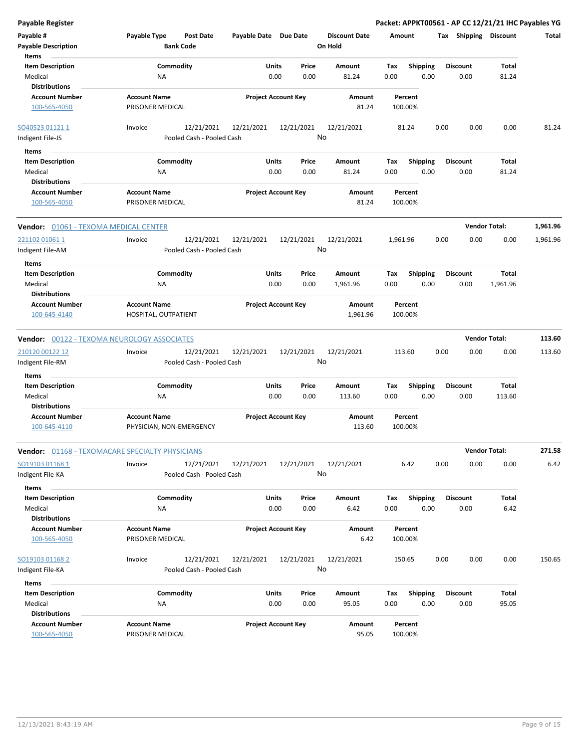# Payable Register

**Packet: APPKT00561 - AP CC 12/21/21 IHC Payables YG**

| Payable # | Payable Type | Post Date | Payable Date | Due Date | Discount Date | Amount | Tax | Shipping | Discount | Total |
|---|---|---|---|---|---|---|---|---|---|---|
| Payable Description | | Bank Code | | | On Hold | | | | | |

**Items**

| Item Description | Commodity | Units | Price | Amount | Tax | Shipping | Discount | Total |
|---|---|---|---|---|---|---|---|---|
| Medical | NA | 0.00 | 0.00 | 81.24 | 0.00 | 0.00 | 0.00 | 81.24 |

**Distributions**

| Account Number | Account Name | Project Account Key | Amount | Percent |
|---|---|---|---|---|
| 100-565-4050 | PRISONER MEDICAL | | 81.24 | 100.00% |

| Payable # | Payable Type | Post Date | Payable Date | Due Date | Discount Date | Amount | Tax | Shipping | Discount | Total |
|---|---|---|---|---|---|---|---|---|---|---|
| SO40523 01121 1 | Invoice | 12/21/2021 | 12/21/2021 | 12/21/2021 | 12/21/2021 | 81.24 | 0.00 | 0.00 | 0.00 | 81.24 |
| Indigent File-JS | | Pooled Cash - Pooled Cash | | | No | | | | | |

**Items**

| Item Description | Commodity | Units | Price | Amount | Tax | Shipping | Discount | Total |
|---|---|---|---|---|---|---|---|---|
| Medical | NA | 0.00 | 0.00 | 81.24 | 0.00 | 0.00 | 0.00 | 81.24 |

**Distributions**

| Account Number | Account Name | Project Account Key | Amount | Percent |
|---|---|---|---|---|
| 100-565-4050 | PRISONER MEDICAL | | 81.24 | 100.00% |

**Vendor: 01061 - TEXOMA MEDICAL CENTER** — **Vendor Total: 1,961.96**

| Payable # | Payable Type | Post Date | Payable Date | Due Date | Discount Date | Amount | Tax | Shipping | Discount | Total |
|---|---|---|---|---|---|---|---|---|---|---|
| 221102 01061 1 | Invoice | 12/21/2021 | 12/21/2021 | 12/21/2021 | 12/21/2021 | 1,961.96 | 0.00 | 0.00 | 0.00 | 1,961.96 |
| Indigent File-AM | | Pooled Cash - Pooled Cash | | | No | | | | | |

**Items**

| Item Description | Commodity | Units | Price | Amount | Tax | Shipping | Discount | Total |
|---|---|---|---|---|---|---|---|---|
| Medical | NA | 0.00 | 0.00 | 1,961.96 | 0.00 | 0.00 | 0.00 | 1,961.96 |

**Distributions**

| Account Number | Account Name | Project Account Key | Amount | Percent |
|---|---|---|---|---|
| 100-645-4140 | HOSPITAL, OUTPATIENT | | 1,961.96 | 100.00% |

**Vendor: 00122 - TEXOMA NEUROLOGY ASSOCIATES** — **Vendor Total: 113.60**

| Payable # | Payable Type | Post Date | Payable Date | Due Date | Discount Date | Amount | Tax | Shipping | Discount | Total |
|---|---|---|---|---|---|---|---|---|---|---|
| 210120 00122 12 | Invoice | 12/21/2021 | 12/21/2021 | 12/21/2021 | 12/21/2021 | 113.60 | 0.00 | 0.00 | 0.00 | 113.60 |
| Indigent File-RM | | Pooled Cash - Pooled Cash | | | No | | | | | |

**Items**

| Item Description | Commodity | Units | Price | Amount | Tax | Shipping | Discount | Total |
|---|---|---|---|---|---|---|---|---|
| Medical | NA | 0.00 | 0.00 | 113.60 | 0.00 | 0.00 | 0.00 | 113.60 |

**Distributions**

| Account Number | Account Name | Project Account Key | Amount | Percent |
|---|---|---|---|---|
| 100-645-4110 | PHYSICIAN, NON-EMERGENCY | | 113.60 | 100.00% |

**Vendor: 01168 - TEXOMACARE SPECIALTY PHYSICIANS** — **Vendor Total: 271.58**

| Payable # | Payable Type | Post Date | Payable Date | Due Date | Discount Date | Amount | Tax | Shipping | Discount | Total |
|---|---|---|---|---|---|---|---|---|---|---|
| SO19103 01168 1 | Invoice | 12/21/2021 | 12/21/2021 | 12/21/2021 | 12/21/2021 | 6.42 | 0.00 | 0.00 | 0.00 | 6.42 |
| Indigent File-KA | | Pooled Cash - Pooled Cash | | | No | | | | | |

**Items**

| Item Description | Commodity | Units | Price | Amount | Tax | Shipping | Discount | Total |
|---|---|---|---|---|---|---|---|---|
| Medical | NA | 0.00 | 0.00 | 6.42 | 0.00 | 0.00 | 0.00 | 6.42 |

**Distributions**

| Account Number | Account Name | Project Account Key | Amount | Percent |
|---|---|---|---|---|
| 100-565-4050 | PRISONER MEDICAL | | 6.42 | 100.00% |

| Payable # | Payable Type | Post Date | Payable Date | Due Date | Discount Date | Amount | Tax | Shipping | Discount | Total |
|---|---|---|---|---|---|---|---|---|---|---|
| SO19103 01168 2 | Invoice | 12/21/2021 | 12/21/2021 | 12/21/2021 | 12/21/2021 | 150.65 | 0.00 | 0.00 | 0.00 | 150.65 |
| Indigent File-KA | | Pooled Cash - Pooled Cash | | | No | | | | | |

**Items**

| Item Description | Commodity | Units | Price | Amount | Tax | Shipping | Discount | Total |
|---|---|---|---|---|---|---|---|---|
| Medical | NA | 0.00 | 0.00 | 95.05 | 0.00 | 0.00 | 0.00 | 95.05 |

**Distributions**

| Account Number | Account Name | Project Account Key | Amount | Percent |
|---|---|---|---|---|
| 100-565-4050 | PRISONER MEDICAL | | 95.05 | 100.00% |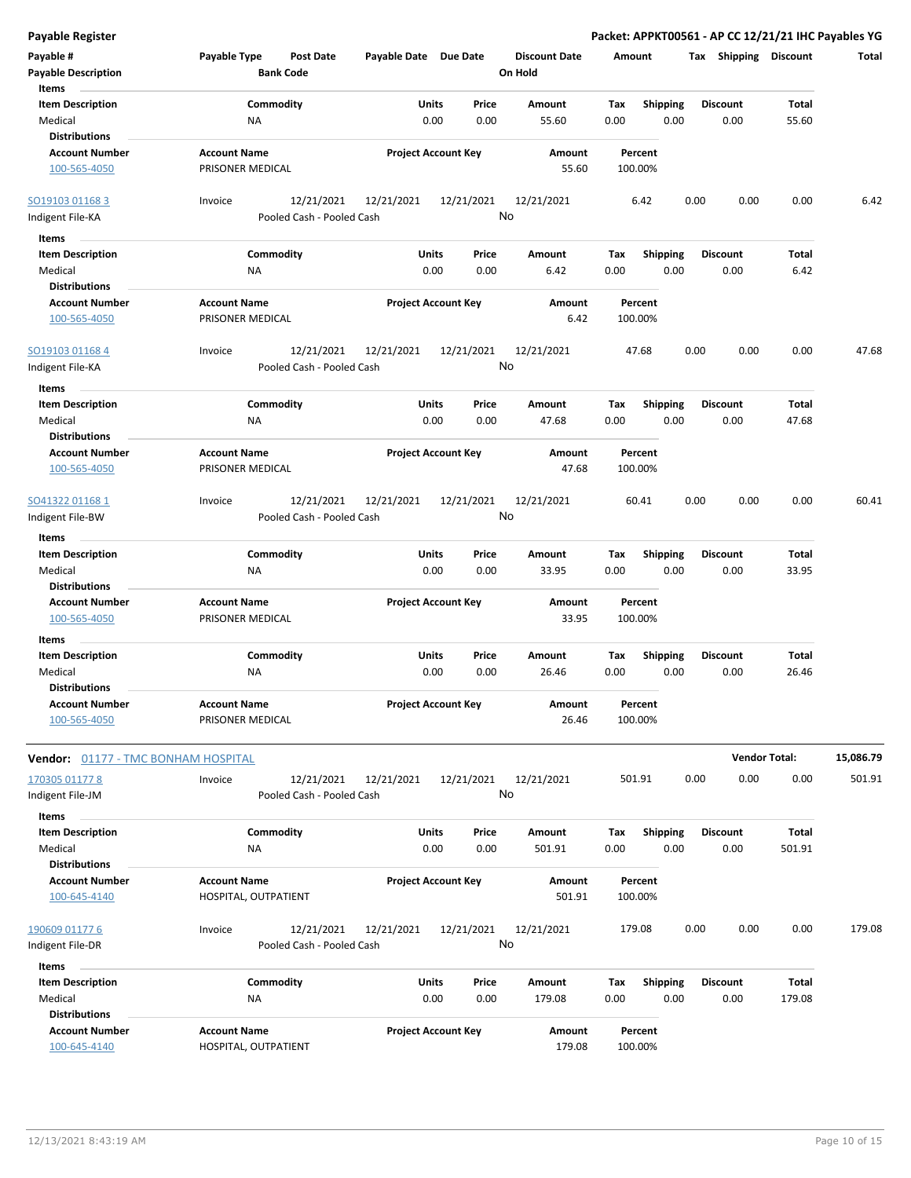**Payable Register** — **Packet: APPKT00561 - AP CC 12/21/21 IHC Payables YG**

| Payable # | Payable Type | Post Date | Payable Date | Due Date | Discount Date | Amount | Tax | Shipping | Discount | Total |
|---|---|---|---|---|---|---|---|---|---|---|
| **Payable Description** | | **Bank Code** | | | **On Hold** | | | | | |

**Items**

| Item Description | Commodity | Units | Price | Amount | Tax | Shipping | Discount | Total |
|---|---|---|---|---|---|---|---|---|
| Medical | NA | 0.00 | 0.00 | 55.60 | 0.00 | 0.00 | 0.00 | 55.60 |

**Distributions**

| Account Number | Account Name | Project Account Key | Amount | Percent |
|---|---|---|---|---|
| 100-565-4050 | PRISONER MEDICAL | | 55.60 | 100.00% |

| Payable # | Payable Type | Post Date | Payable Date | Due Date | Discount Date | Amount | Tax | Shipping | Discount | Total |
|---|---|---|---|---|---|---|---|---|---|---|
| SO19103 01168 3 | Invoice | 12/21/2021 | 12/21/2021 | 12/21/2021 | 12/21/2021 | 6.42 | 0.00 | 0.00 | 0.00 | 6.42 |
| Indigent File-KA | | Pooled Cash - Pooled Cash | | | No | | | | | |

**Items**

| Item Description | Commodity | Units | Price | Amount | Tax | Shipping | Discount | Total |
|---|---|---|---|---|---|---|---|---|
| Medical | NA | 0.00 | 0.00 | 6.42 | 0.00 | 0.00 | 0.00 | 6.42 |

**Distributions**

| Account Number | Account Name | Project Account Key | Amount | Percent |
|---|---|---|---|---|
| 100-565-4050 | PRISONER MEDICAL | | 6.42 | 100.00% |

| Payable # | Payable Type | Post Date | Payable Date | Due Date | Discount Date | Amount | Tax | Shipping | Discount | Total |
|---|---|---|---|---|---|---|---|---|---|---|
| SO19103 01168 4 | Invoice | 12/21/2021 | 12/21/2021 | 12/21/2021 | 12/21/2021 | 47.68 | 0.00 | 0.00 | 0.00 | 47.68 |
| Indigent File-KA | | Pooled Cash - Pooled Cash | | | No | | | | | |

**Items**

| Item Description | Commodity | Units | Price | Amount | Tax | Shipping | Discount | Total |
|---|---|---|---|---|---|---|---|---|
| Medical | NA | 0.00 | 0.00 | 47.68 | 0.00 | 0.00 | 0.00 | 47.68 |

**Distributions**

| Account Number | Account Name | Project Account Key | Amount | Percent |
|---|---|---|---|---|
| 100-565-4050 | PRISONER MEDICAL | | 47.68 | 100.00% |

| Payable # | Payable Type | Post Date | Payable Date | Due Date | Discount Date | Amount | Tax | Shipping | Discount | Total |
|---|---|---|---|---|---|---|---|---|---|---|
| SO41322 01168 1 | Invoice | 12/21/2021 | 12/21/2021 | 12/21/2021 | 12/21/2021 | 60.41 | 0.00 | 0.00 | 0.00 | 60.41 |
| Indigent File-BW | | Pooled Cash - Pooled Cash | | | No | | | | | |

**Items**

| Item Description | Commodity | Units | Price | Amount | Tax | Shipping | Discount | Total |
|---|---|---|---|---|---|---|---|---|
| Medical | NA | 0.00 | 0.00 | 33.95 | 0.00 | 0.00 | 0.00 | 33.95 |

**Distributions**

| Account Number | Account Name | Project Account Key | Amount | Percent |
|---|---|---|---|---|
| 100-565-4050 | PRISONER MEDICAL | | 33.95 | 100.00% |

**Items**

| Item Description | Commodity | Units | Price | Amount | Tax | Shipping | Discount | Total |
|---|---|---|---|---|---|---|---|---|
| Medical | NA | 0.00 | 0.00 | 26.46 | 0.00 | 0.00 | 0.00 | 26.46 |

**Distributions**

| Account Number | Account Name | Project Account Key | Amount | Percent |
|---|---|---|---|---|
| 100-565-4050 | PRISONER MEDICAL | | 26.46 | 100.00% |

**Vendor:** 01177 - TMC BONHAM HOSPITAL — **Vendor Total:** 15,086.79

| Payable # | Payable Type | Post Date | Payable Date | Due Date | Discount Date | Amount | Tax | Shipping | Discount | Total |
|---|---|---|---|---|---|---|---|---|---|---|
| 170305 01177 8 | Invoice | 12/21/2021 | 12/21/2021 | 12/21/2021 | 12/21/2021 | 501.91 | 0.00 | 0.00 | 0.00 | 501.91 |
| Indigent File-JM | | Pooled Cash - Pooled Cash | | | No | | | | | |

**Items**

| Item Description | Commodity | Units | Price | Amount | Tax | Shipping | Discount | Total |
|---|---|---|---|---|---|---|---|---|
| Medical | NA | 0.00 | 0.00 | 501.91 | 0.00 | 0.00 | 0.00 | 501.91 |

**Distributions**

| Account Number | Account Name | Project Account Key | Amount | Percent |
|---|---|---|---|---|
| 100-645-4140 | HOSPITAL, OUTPATIENT | | 501.91 | 100.00% |

| Payable # | Payable Type | Post Date | Payable Date | Due Date | Discount Date | Amount | Tax | Shipping | Discount | Total |
|---|---|---|---|---|---|---|---|---|---|---|
| 190609 01177 6 | Invoice | 12/21/2021 | 12/21/2021 | 12/21/2021 | 12/21/2021 | 179.08 | 0.00 | 0.00 | 0.00 | 179.08 |
| Indigent File-DR | | Pooled Cash - Pooled Cash | | | No | | | | | |

**Items**

| Item Description | Commodity | Units | Price | Amount | Tax | Shipping | Discount | Total |
|---|---|---|---|---|---|---|---|---|
| Medical | NA | 0.00 | 0.00 | 179.08 | 0.00 | 0.00 | 0.00 | 179.08 |

**Distributions**

| Account Number | Account Name | Project Account Key | Amount | Percent |
|---|---|---|---|---|
| 100-645-4140 | HOSPITAL, OUTPATIENT | | 179.08 | 100.00% |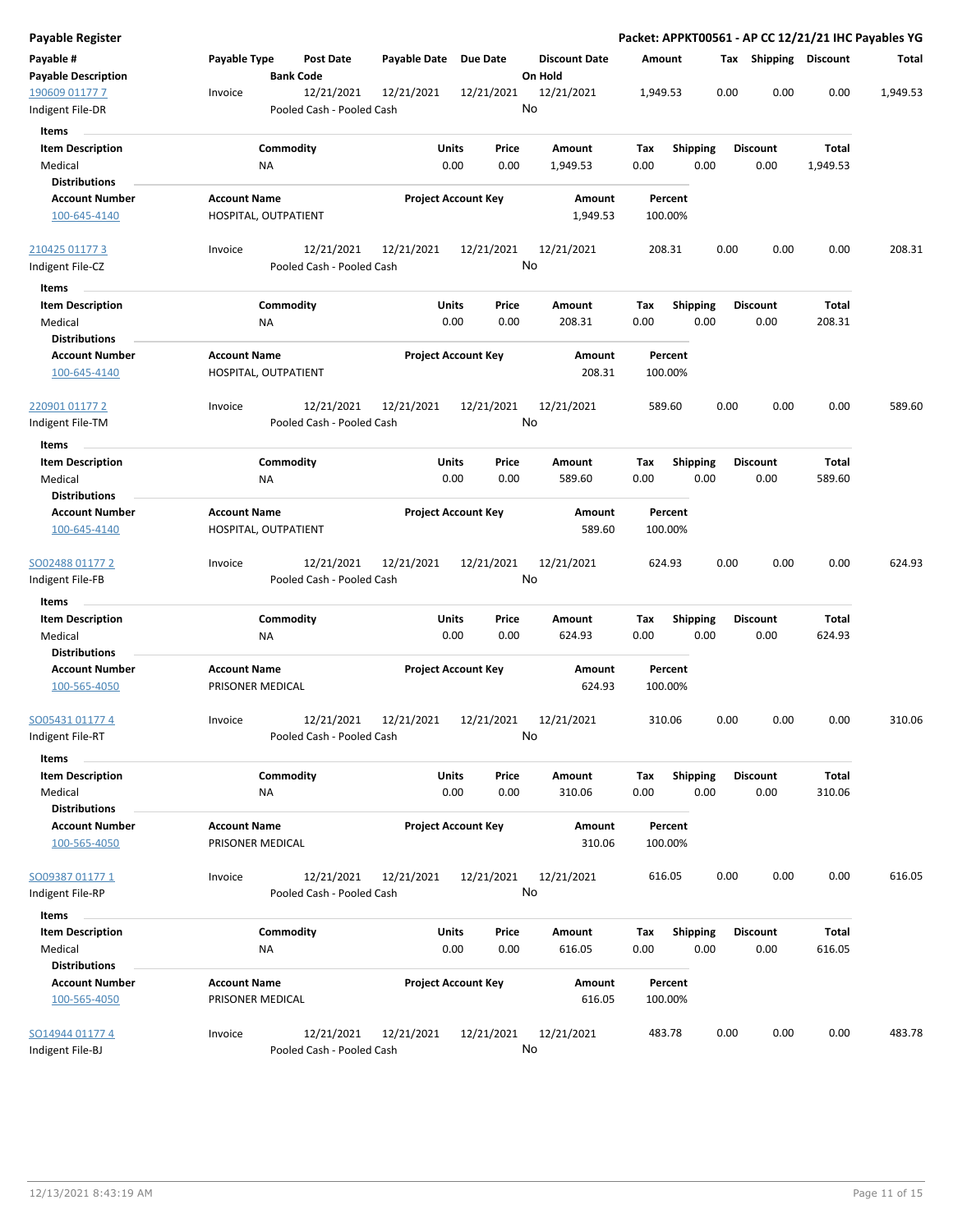**Payable Register**

**Packet: APPKT00561 - AP CC 12/21/21 IHC Payables YG**

| Payable # / Payable Description | Payable Type | Post Date / Bank Code | Payable Date | Due Date | Discount Date / On Hold | Amount | Tax | Shipping | Discount | Total |
|---|---|---|---|---|---|---|---|---|---|---|
| 190609 01177 7 | Invoice | 12/21/2021 | 12/21/2021 | 12/21/2021 | 12/21/2021 | 1,949.53 | 0.00 | 0.00 | 0.00 | 1,949.53 |
| Indigent File-DR | | Pooled Cash - Pooled Cash | | | No | | | | | |

**Items**

| Item Description | Commodity | Units | Price | Amount | Tax | Shipping | Discount | Total |
|---|---|---|---|---|---|---|---|---|
| Medical | NA | 0.00 | 0.00 | 1,949.53 | 0.00 | 0.00 | 0.00 | 1,949.53 |

**Distributions**

| Account Number | Account Name | Project Account Key | Amount | Percent |
|---|---|---|---|---|
| 100-645-4140 | HOSPITAL, OUTPATIENT | | 1,949.53 | 100.00% |

| Payable # / Payable Description | Payable Type | Post Date / Bank Code | Payable Date | Due Date | Discount Date / On Hold | Amount | Tax | Shipping | Discount | Total |
|---|---|---|---|---|---|---|---|---|---|---|
| 210425 01177 3 | Invoice | 12/21/2021 | 12/21/2021 | 12/21/2021 | 12/21/2021 | 208.31 | 0.00 | 0.00 | 0.00 | 208.31 |
| Indigent File-CZ | | Pooled Cash - Pooled Cash | | | No | | | | | |

**Items**

| Item Description | Commodity | Units | Price | Amount | Tax | Shipping | Discount | Total |
|---|---|---|---|---|---|---|---|---|
| Medical | NA | 0.00 | 0.00 | 208.31 | 0.00 | 0.00 | 0.00 | 208.31 |

**Distributions**

| Account Number | Account Name | Project Account Key | Amount | Percent |
|---|---|---|---|---|
| 100-645-4140 | HOSPITAL, OUTPATIENT | | 208.31 | 100.00% |

| Payable # / Payable Description | Payable Type | Post Date / Bank Code | Payable Date | Due Date | Discount Date / On Hold | Amount | Tax | Shipping | Discount | Total |
|---|---|---|---|---|---|---|---|---|---|---|
| 220901 01177 2 | Invoice | 12/21/2021 | 12/21/2021 | 12/21/2021 | 12/21/2021 | 589.60 | 0.00 | 0.00 | 0.00 | 589.60 |
| Indigent File-TM | | Pooled Cash - Pooled Cash | | | No | | | | | |

**Items**

| Item Description | Commodity | Units | Price | Amount | Tax | Shipping | Discount | Total |
|---|---|---|---|---|---|---|---|---|
| Medical | NA | 0.00 | 0.00 | 589.60 | 0.00 | 0.00 | 0.00 | 589.60 |

**Distributions**

| Account Number | Account Name | Project Account Key | Amount | Percent |
|---|---|---|---|---|
| 100-645-4140 | HOSPITAL, OUTPATIENT | | 589.60 | 100.00% |

| Payable # / Payable Description | Payable Type | Post Date / Bank Code | Payable Date | Due Date | Discount Date / On Hold | Amount | Tax | Shipping | Discount | Total |
|---|---|---|---|---|---|---|---|---|---|---|
| SO02488 01177 2 | Invoice | 12/21/2021 | 12/21/2021 | 12/21/2021 | 12/21/2021 | 624.93 | 0.00 | 0.00 | 0.00 | 624.93 |
| Indigent File-FB | | Pooled Cash - Pooled Cash | | | No | | | | | |

**Items**

| Item Description | Commodity | Units | Price | Amount | Tax | Shipping | Discount | Total |
|---|---|---|---|---|---|---|---|---|
| Medical | NA | 0.00 | 0.00 | 624.93 | 0.00 | 0.00 | 0.00 | 624.93 |

**Distributions**

| Account Number | Account Name | Project Account Key | Amount | Percent |
|---|---|---|---|---|
| 100-565-4050 | PRISONER MEDICAL | | 624.93 | 100.00% |

| Payable # / Payable Description | Payable Type | Post Date / Bank Code | Payable Date | Due Date | Discount Date / On Hold | Amount | Tax | Shipping | Discount | Total |
|---|---|---|---|---|---|---|---|---|---|---|
| SO05431 01177 4 | Invoice | 12/21/2021 | 12/21/2021 | 12/21/2021 | 12/21/2021 | 310.06 | 0.00 | 0.00 | 0.00 | 310.06 |
| Indigent File-RT | | Pooled Cash - Pooled Cash | | | No | | | | | |

**Items**

| Item Description | Commodity | Units | Price | Amount | Tax | Shipping | Discount | Total |
|---|---|---|---|---|---|---|---|---|
| Medical | NA | 0.00 | 0.00 | 310.06 | 0.00 | 0.00 | 0.00 | 310.06 |

**Distributions**

| Account Number | Account Name | Project Account Key | Amount | Percent |
|---|---|---|---|---|
| 100-565-4050 | PRISONER MEDICAL | | 310.06 | 100.00% |

| Payable # / Payable Description | Payable Type | Post Date / Bank Code | Payable Date | Due Date | Discount Date / On Hold | Amount | Tax | Shipping | Discount | Total |
|---|---|---|---|---|---|---|---|---|---|---|
| SO09387 01177 1 | Invoice | 12/21/2021 | 12/21/2021 | 12/21/2021 | 12/21/2021 | 616.05 | 0.00 | 0.00 | 0.00 | 616.05 |
| Indigent File-RP | | Pooled Cash - Pooled Cash | | | No | | | | | |

**Items**

| Item Description | Commodity | Units | Price | Amount | Tax | Shipping | Discount | Total |
|---|---|---|---|---|---|---|---|---|
| Medical | NA | 0.00 | 0.00 | 616.05 | 0.00 | 0.00 | 0.00 | 616.05 |

**Distributions**

| Account Number | Account Name | Project Account Key | Amount | Percent |
|---|---|---|---|---|
| 100-565-4050 | PRISONER MEDICAL | | 616.05 | 100.00% |

| Payable # / Payable Description | Payable Type | Post Date / Bank Code | Payable Date | Due Date | Discount Date / On Hold | Amount | Tax | Shipping | Discount | Total |
|---|---|---|---|---|---|---|---|---|---|---|
| SO14944 01177 4 | Invoice | 12/21/2021 | 12/21/2021 | 12/21/2021 | 12/21/2021 | 483.78 | 0.00 | 0.00 | 0.00 | 483.78 |
| Indigent File-BJ | | Pooled Cash - Pooled Cash | | | No | | | | | |

12/13/2021 8:43:19 AM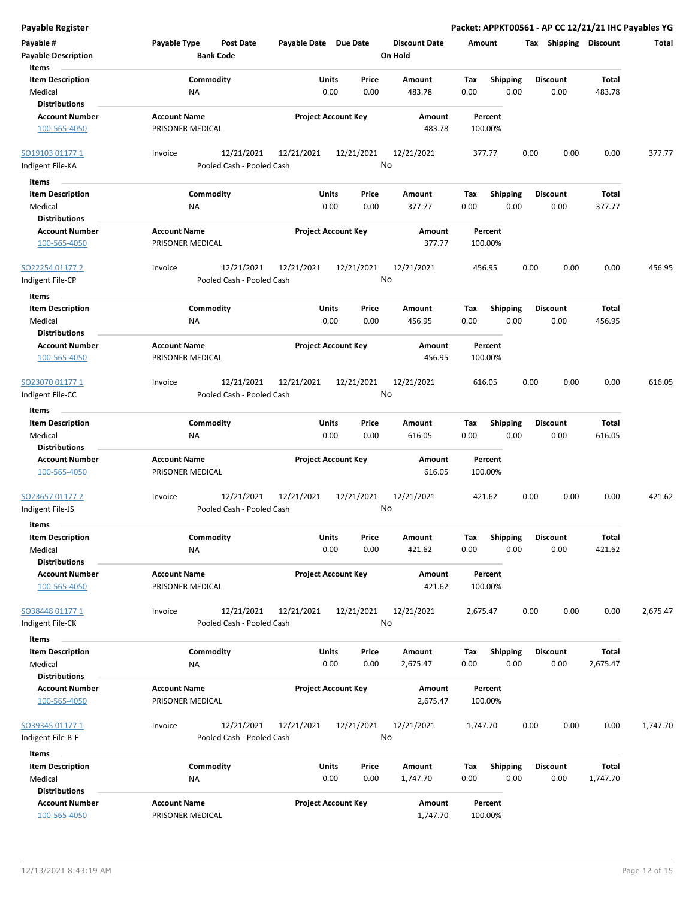**Payable Register** — **Packet: APPKT00561 - AP CC 12/21/21 IHC Payables YG**

| Payable # | Payable Type | Post Date | Payable Date | Due Date | Discount Date | Amount | Tax | Shipping | Discount | Total |
|---|---|---|---|---|---|---|---|---|---|---|
| **Payable Description** | | **Bank Code** | | | **On Hold** | | | | | |

**Items**

| Item Description | Commodity | Units | Price | Amount | Tax | Shipping | Discount | Total |
|---|---|---|---|---|---|---|---|---|
| Medical | NA | 0.00 | 0.00 | 483.78 | 0.00 | 0.00 | 0.00 | 483.78 |

**Distributions**

| Account Number | Account Name | Project Account Key | Amount | Percent |
|---|---|---|---|---|
| 100-565-4050 | PRISONER MEDICAL | | 483.78 | 100.00% |

---

| Payable # | Payable Type | Post Date | Payable Date | Due Date | Discount Date | Amount | Tax | Shipping | Discount | Total |
|---|---|---|---|---|---|---|---|---|---|---|
| SO19103 01177 1 | Invoice | 12/21/2021 | 12/21/2021 | 12/21/2021 | 12/21/2021 | 377.77 | 0.00 | 0.00 | 0.00 | 377.77 |
| Indigent File-KA | | Pooled Cash - Pooled Cash | | | No | | | | | |

**Items**

| Item Description | Commodity | Units | Price | Amount | Tax | Shipping | Discount | Total |
|---|---|---|---|---|---|---|---|---|
| Medical | NA | 0.00 | 0.00 | 377.77 | 0.00 | 0.00 | 0.00 | 377.77 |

**Distributions**

| Account Number | Account Name | Project Account Key | Amount | Percent |
|---|---|---|---|---|
| 100-565-4050 | PRISONER MEDICAL | | 377.77 | 100.00% |

---

| Payable # | Payable Type | Post Date | Payable Date | Due Date | Discount Date | Amount | Tax | Shipping | Discount | Total |
|---|---|---|---|---|---|---|---|---|---|---|
| SO22254 01177 2 | Invoice | 12/21/2021 | 12/21/2021 | 12/21/2021 | 12/21/2021 | 456.95 | 0.00 | 0.00 | 0.00 | 456.95 |
| Indigent File-CP | | Pooled Cash - Pooled Cash | | | No | | | | | |

**Items**

| Item Description | Commodity | Units | Price | Amount | Tax | Shipping | Discount | Total |
|---|---|---|---|---|---|---|---|---|
| Medical | NA | 0.00 | 0.00 | 456.95 | 0.00 | 0.00 | 0.00 | 456.95 |

**Distributions**

| Account Number | Account Name | Project Account Key | Amount | Percent |
|---|---|---|---|---|
| 100-565-4050 | PRISONER MEDICAL | | 456.95 | 100.00% |

---

| Payable # | Payable Type | Post Date | Payable Date | Due Date | Discount Date | Amount | Tax | Shipping | Discount | Total |
|---|---|---|---|---|---|---|---|---|---|---|
| SO23070 01177 1 | Invoice | 12/21/2021 | 12/21/2021 | 12/21/2021 | 12/21/2021 | 616.05 | 0.00 | 0.00 | 0.00 | 616.05 |
| Indigent File-CC | | Pooled Cash - Pooled Cash | | | No | | | | | |

**Items**

| Item Description | Commodity | Units | Price | Amount | Tax | Shipping | Discount | Total |
|---|---|---|---|---|---|---|---|---|
| Medical | NA | 0.00 | 0.00 | 616.05 | 0.00 | 0.00 | 0.00 | 616.05 |

**Distributions**

| Account Number | Account Name | Project Account Key | Amount | Percent |
|---|---|---|---|---|
| 100-565-4050 | PRISONER MEDICAL | | 616.05 | 100.00% |

---

| Payable # | Payable Type | Post Date | Payable Date | Due Date | Discount Date | Amount | Tax | Shipping | Discount | Total |
|---|---|---|---|---|---|---|---|---|---|---|
| SO23657 01177 2 | Invoice | 12/21/2021 | 12/21/2021 | 12/21/2021 | 12/21/2021 | 421.62 | 0.00 | 0.00 | 0.00 | 421.62 |
| Indigent File-JS | | Pooled Cash - Pooled Cash | | | No | | | | | |

**Items**

| Item Description | Commodity | Units | Price | Amount | Tax | Shipping | Discount | Total |
|---|---|---|---|---|---|---|---|---|
| Medical | NA | 0.00 | 0.00 | 421.62 | 0.00 | 0.00 | 0.00 | 421.62 |

**Distributions**

| Account Number | Account Name | Project Account Key | Amount | Percent |
|---|---|---|---|---|
| 100-565-4050 | PRISONER MEDICAL | | 421.62 | 100.00% |

---

| Payable # | Payable Type | Post Date | Payable Date | Due Date | Discount Date | Amount | Tax | Shipping | Discount | Total |
|---|---|---|---|---|---|---|---|---|---|---|
| SO38448 01177 1 | Invoice | 12/21/2021 | 12/21/2021 | 12/21/2021 | 12/21/2021 | 2,675.47 | 0.00 | 0.00 | 0.00 | 2,675.47 |
| Indigent File-CK | | Pooled Cash - Pooled Cash | | | No | | | | | |

**Items**

| Item Description | Commodity | Units | Price | Amount | Tax | Shipping | Discount | Total |
|---|---|---|---|---|---|---|---|---|
| Medical | NA | 0.00 | 0.00 | 2,675.47 | 0.00 | 0.00 | 0.00 | 2,675.47 |

**Distributions**

| Account Number | Account Name | Project Account Key | Amount | Percent |
|---|---|---|---|---|
| 100-565-4050 | PRISONER MEDICAL | | 2,675.47 | 100.00% |

---

| Payable # | Payable Type | Post Date | Payable Date | Due Date | Discount Date | Amount | Tax | Shipping | Discount | Total |
|---|---|---|---|---|---|---|---|---|---|---|
| SO39345 01177 1 | Invoice | 12/21/2021 | 12/21/2021 | 12/21/2021 | 12/21/2021 | 1,747.70 | 0.00 | 0.00 | 0.00 | 1,747.70 |
| Indigent File-B-F | | Pooled Cash - Pooled Cash | | | No | | | | | |

**Items**

| Item Description | Commodity | Units | Price | Amount | Tax | Shipping | Discount | Total |
|---|---|---|---|---|---|---|---|---|
| Medical | NA | 0.00 | 0.00 | 1,747.70 | 0.00 | 0.00 | 0.00 | 1,747.70 |

**Distributions**

| Account Number | Account Name | Project Account Key | Amount | Percent |
|---|---|---|---|---|
| 100-565-4050 | PRISONER MEDICAL | | 1,747.70 | 100.00% |

12/13/2021 8:43:19 AM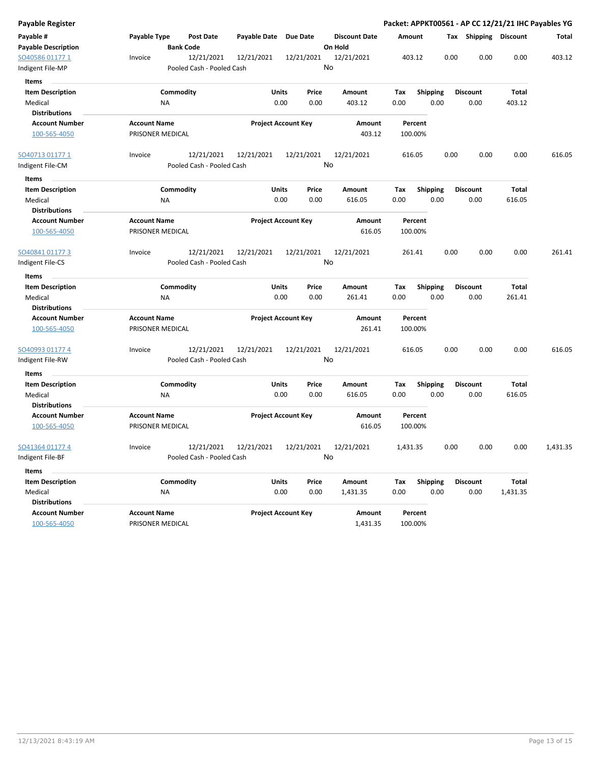**Payable Register** — **Packet: APPKT00561 - AP CC 12/21/21 IHC Payables YG**

| Payable # | Payable Type | Post Date | Payable Date | Due Date | Discount Date | Amount | Tax | Shipping | Discount | Total |
|---|---|---|---|---|---|---|---|---|---|---|
| **Payable Description** | | **Bank Code** | | | **On Hold** | | | | | |
| SO40586 01177 1 | Invoice | 12/21/2021 | 12/21/2021 | 12/21/2021 | 12/21/2021 | 403.12 | 0.00 | 0.00 | 0.00 | 403.12 |
| Indigent File-MP | | Pooled Cash - Pooled Cash | | | No | | | | | |

**Items**

| Item Description | Commodity | Units | Price | Amount | Tax | Shipping | Discount | Total |
|---|---|---|---|---|---|---|---|---|
| Medical | NA | 0.00 | 0.00 | 403.12 | 0.00 | 0.00 | 0.00 | 403.12 |

**Distributions**

| Account Number | Account Name | Project Account Key | Amount | Percent |
|---|---|---|---|---|
| 100-565-4050 | PRISONER MEDICAL | | 403.12 | 100.00% |

| Payable # | Payable Type | Post Date | Payable Date | Due Date | Discount Date | Amount | Tax | Shipping | Discount | Total |
|---|---|---|---|---|---|---|---|---|---|---|
| SO40713 01177 1 | Invoice | 12/21/2021 | 12/21/2021 | 12/21/2021 | 12/21/2021 | 616.05 | 0.00 | 0.00 | 0.00 | 616.05 |
| Indigent File-CM | | Pooled Cash - Pooled Cash | | | No | | | | | |

**Items**

| Item Description | Commodity | Units | Price | Amount | Tax | Shipping | Discount | Total |
|---|---|---|---|---|---|---|---|---|
| Medical | NA | 0.00 | 0.00 | 616.05 | 0.00 | 0.00 | 0.00 | 616.05 |

**Distributions**

| Account Number | Account Name | Project Account Key | Amount | Percent |
|---|---|---|---|---|
| 100-565-4050 | PRISONER MEDICAL | | 616.05 | 100.00% |

| Payable # | Payable Type | Post Date | Payable Date | Due Date | Discount Date | Amount | Tax | Shipping | Discount | Total |
|---|---|---|---|---|---|---|---|---|---|---|
| SO40841 01177 3 | Invoice | 12/21/2021 | 12/21/2021 | 12/21/2021 | 12/21/2021 | 261.41 | 0.00 | 0.00 | 0.00 | 261.41 |
| Indigent File-CS | | Pooled Cash - Pooled Cash | | | No | | | | | |

**Items**

| Item Description | Commodity | Units | Price | Amount | Tax | Shipping | Discount | Total |
|---|---|---|---|---|---|---|---|---|
| Medical | NA | 0.00 | 0.00 | 261.41 | 0.00 | 0.00 | 0.00 | 261.41 |

**Distributions**

| Account Number | Account Name | Project Account Key | Amount | Percent |
|---|---|---|---|---|
| 100-565-4050 | PRISONER MEDICAL | | 261.41 | 100.00% |

| Payable # | Payable Type | Post Date | Payable Date | Due Date | Discount Date | Amount | Tax | Shipping | Discount | Total |
|---|---|---|---|---|---|---|---|---|---|---|
| SO40993 01177 4 | Invoice | 12/21/2021 | 12/21/2021 | 12/21/2021 | 12/21/2021 | 616.05 | 0.00 | 0.00 | 0.00 | 616.05 |
| Indigent File-RW | | Pooled Cash - Pooled Cash | | | No | | | | | |

**Items**

| Item Description | Commodity | Units | Price | Amount | Tax | Shipping | Discount | Total |
|---|---|---|---|---|---|---|---|---|
| Medical | NA | 0.00 | 0.00 | 616.05 | 0.00 | 0.00 | 0.00 | 616.05 |

**Distributions**

| Account Number | Account Name | Project Account Key | Amount | Percent |
|---|---|---|---|---|
| 100-565-4050 | PRISONER MEDICAL | | 616.05 | 100.00% |

| Payable # | Payable Type | Post Date | Payable Date | Due Date | Discount Date | Amount | Tax | Shipping | Discount | Total |
|---|---|---|---|---|---|---|---|---|---|---|
| SO41364 01177 4 | Invoice | 12/21/2021 | 12/21/2021 | 12/21/2021 | 12/21/2021 | 1,431.35 | 0.00 | 0.00 | 0.00 | 1,431.35 |
| Indigent File-BF | | Pooled Cash - Pooled Cash | | | No | | | | | |

**Items**

| Item Description | Commodity | Units | Price | Amount | Tax | Shipping | Discount | Total |
|---|---|---|---|---|---|---|---|---|
| Medical | NA | 0.00 | 0.00 | 1,431.35 | 0.00 | 0.00 | 0.00 | 1,431.35 |

**Distributions**

| Account Number | Account Name | Project Account Key | Amount | Percent |
|---|---|---|---|---|
| 100-565-4050 | PRISONER MEDICAL | | 1,431.35 | 100.00% |

12/13/2021 8:43:19 AM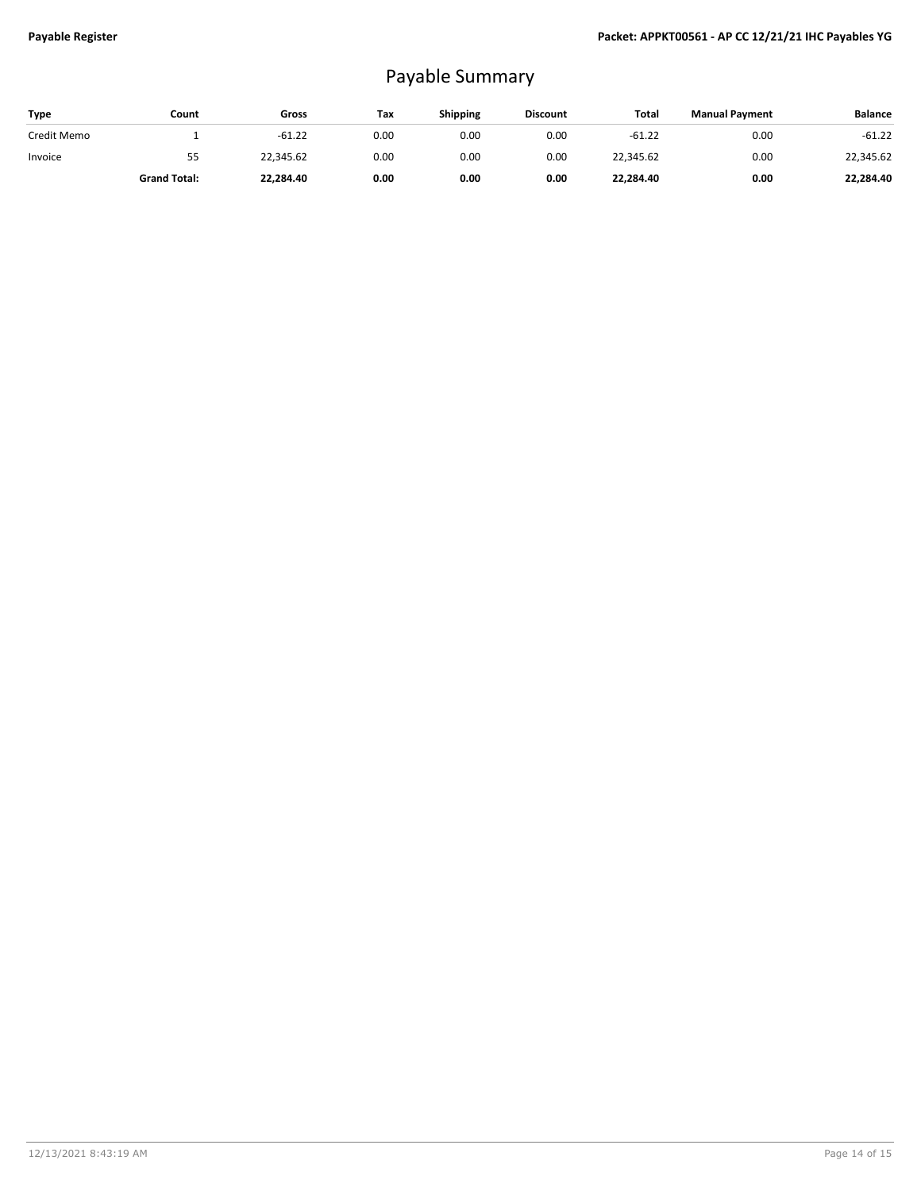# Payable Summary

| Type | Count | Gross | Tax | Shipping | Discount | Total | Manual Payment | Balance |
|---|---|---|---|---|---|---|---|---|
| Credit Memo | 1 | -61.22 | 0.00 | 0.00 | 0.00 | -61.22 | 0.00 | -61.22 |
| Invoice | 55 | 22,345.62 | 0.00 | 0.00 | 0.00 | 22,345.62 | 0.00 | 22,345.62 |
| | **Grand Total:** | **22,284.40** | **0.00** | **0.00** | **0.00** | **22,284.40** | **0.00** | **22,284.40** |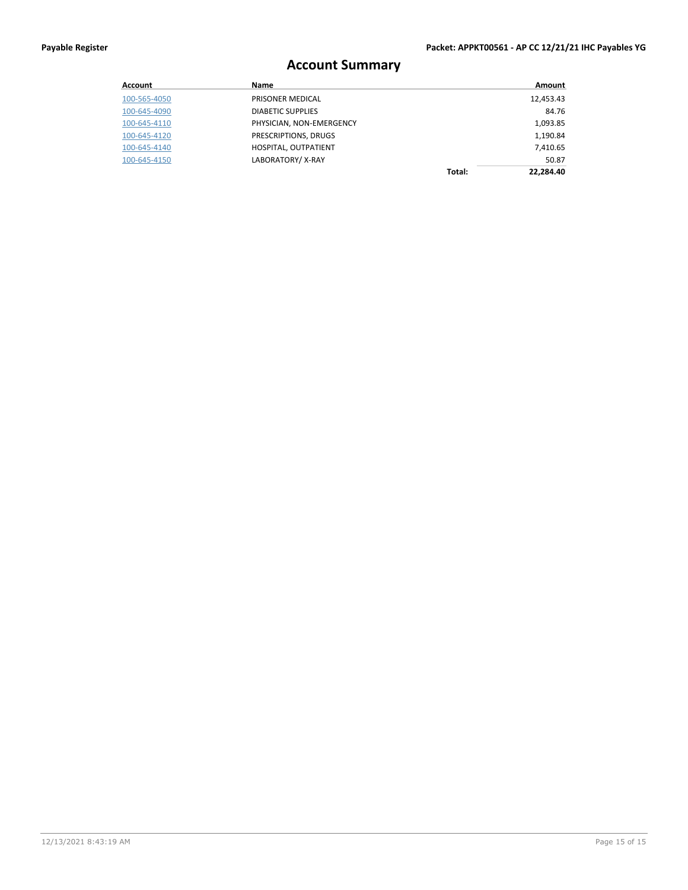# Account Summary

| Account | Name | | Amount |
|---|---|---|---|
| 100-565-4050 | PRISONER MEDICAL | | 12,453.43 |
| 100-645-4090 | DIABETIC SUPPLIES | | 84.76 |
| 100-645-4110 | PHYSICIAN, NON-EMERGENCY | | 1,093.85 |
| 100-645-4120 | PRESCRIPTIONS, DRUGS | | 1,190.84 |
| 100-645-4140 | HOSPITAL, OUTPATIENT | | 7,410.65 |
| 100-645-4150 | LABORATORY/ X-RAY | | 50.87 |
| | | **Total:** | **22,284.40** |